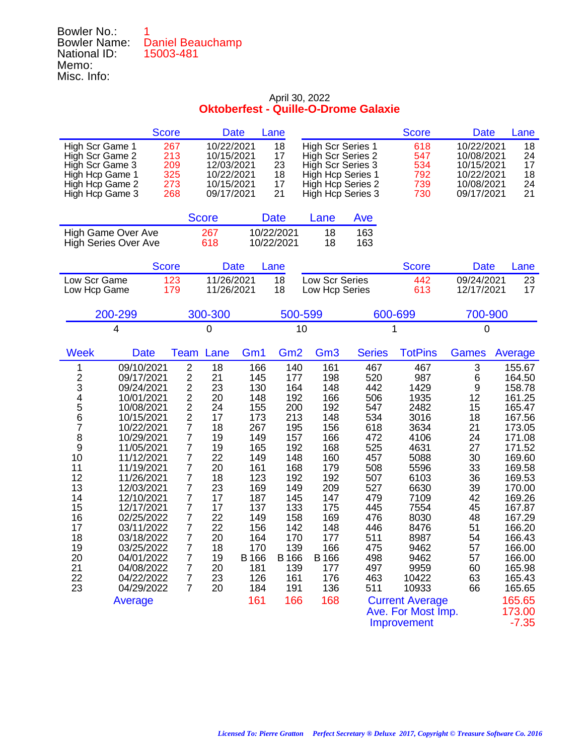Bowler No.: 1
Bowler Name: Daniel Beauchamp
National ID: 15003-481
Memo:
Misc. Info:

April 30, 2022

**Oktoberfest - Quille-O-Drome Galaxie**

| | Score | Date | Lane | | Score | Date | Lane |
|---|---|---|---|---|---|---|---|
| High Scr Game 1 | 267 | 10/22/2021 | 18 | High Scr Series 1 | 618 | 10/22/2021 | 18 |
| High Scr Game 2 | 213 | 10/15/2021 | 17 | High Scr Series 2 | 547 | 10/08/2021 | 24 |
| High Scr Game 3 | 209 | 12/03/2021 | 23 | High Scr Series 3 | 534 | 10/15/2021 | 17 |
| High Hcp Game 1 | 325 | 10/22/2021 | 18 | High Hcp Series 1 | 792 | 10/22/2021 | 18 |
| High Hcp Game 2 | 273 | 10/15/2021 | 17 | High Hcp Series 2 | 739 | 10/08/2021 | 24 |
| High Hcp Game 3 | 268 | 09/17/2021 | 21 | High Hcp Series 3 | 730 | 09/17/2021 | 21 |

| | Score | Date | Lane | Ave |
|---|---|---|---|---|
| High Game Over Ave | 267 | 10/22/2021 | 18 | 163 |
| High Series Over Ave | 618 | 10/22/2021 | 18 | 163 |

| | Score | Date | Lane | | Score | Date | Lane |
|---|---|---|---|---|---|---|---|
| Low Scr Game | 123 | 11/26/2021 | 18 | Low Scr Series | 442 | 09/24/2021 | 23 |
| Low Hcp Game | 179 | 11/26/2021 | 18 | Low Hcp Series | 613 | 12/17/2021 | 17 |

| 200-299 | 300-300 | 500-599 | 600-699 | 700-900 |
|---|---|---|---|---|
| 4 | 0 | 10 | 1 | 0 |

| Week | Date | Team | Lane | Gm1 | Gm2 | Gm3 | Series | TotPins | Games | Average |
|---|---|---|---|---|---|---|---|---|---|---|
| 1 | 09/10/2021 | 2 | 18 | 166 | 140 | 161 | 467 | 467 | 3 | 155.67 |
| 2 | 09/17/2021 | 2 | 21 | 145 | 177 | 198 | 520 | 987 | 6 | 164.50 |
| 3 | 09/24/2021 | 2 | 23 | 130 | 164 | 148 | 442 | 1429 | 9 | 158.78 |
| 4 | 10/01/2021 | 2 | 20 | 148 | 192 | 166 | 506 | 1935 | 12 | 161.25 |
| 5 | 10/08/2021 | 2 | 24 | 155 | 200 | 192 | 547 | 2482 | 15 | 165.47 |
| 6 | 10/15/2021 | 2 | 17 | 173 | 213 | 148 | 534 | 3016 | 18 | 167.56 |
| 7 | 10/22/2021 | 7 | 18 | 267 | 195 | 156 | 618 | 3634 | 21 | 173.05 |
| 8 | 10/29/2021 | 7 | 19 | 149 | 157 | 166 | 472 | 4106 | 24 | 171.08 |
| 9 | 11/05/2021 | 7 | 19 | 165 | 192 | 168 | 525 | 4631 | 27 | 171.52 |
| 10 | 11/12/2021 | 7 | 22 | 149 | 148 | 160 | 457 | 5088 | 30 | 169.60 |
| 11 | 11/19/2021 | 7 | 20 | 161 | 168 | 179 | 508 | 5596 | 33 | 169.58 |
| 12 | 11/26/2021 | 7 | 18 | 123 | 192 | 192 | 507 | 6103 | 36 | 169.53 |
| 13 | 12/03/2021 | 7 | 23 | 169 | 149 | 209 | 527 | 6630 | 39 | 170.00 |
| 14 | 12/10/2021 | 7 | 17 | 187 | 145 | 147 | 479 | 7109 | 42 | 169.26 |
| 15 | 12/17/2021 | 7 | 17 | 137 | 133 | 175 | 445 | 7554 | 45 | 167.87 |
| 16 | 02/25/2022 | 7 | 22 | 149 | 158 | 169 | 476 | 8030 | 48 | 167.29 |
| 17 | 03/11/2022 | 7 | 22 | 156 | 142 | 148 | 446 | 8476 | 51 | 166.20 |
| 18 | 03/18/2022 | 7 | 20 | 164 | 170 | 177 | 511 | 8987 | 54 | 166.43 |
| 19 | 03/25/2022 | 7 | 18 | 170 | 139 | 166 | 475 | 9462 | 57 | 166.00 |
| 20 | 04/01/2022 | 7 | 19 | B 166 | B 166 | B 166 | 498 | 9462 | 57 | 166.00 |
| 21 | 04/08/2022 | 7 | 20 | 181 | 139 | 177 | 497 | 9959 | 60 | 165.98 |
| 22 | 04/22/2022 | 7 | 23 | 126 | 161 | 176 | 463 | 10422 | 63 | 165.43 |
| 23 | 04/29/2022 | 7 | 20 | 184 | 191 | 136 | 511 | 10933 | 66 | 165.65 |
| | Average | | | 161 | 166 | 168 | Current Average | | | 165.65 |
| | | | | | | | Ave. For Most Imp. | | | 173.00 |
| | | | | | | | Improvement | | | -7.35 |

*Licensed To: Pierre Gratton     Perfect Secretary ® Deluxe 2017, Copyright © Treasure Software Co. 2016*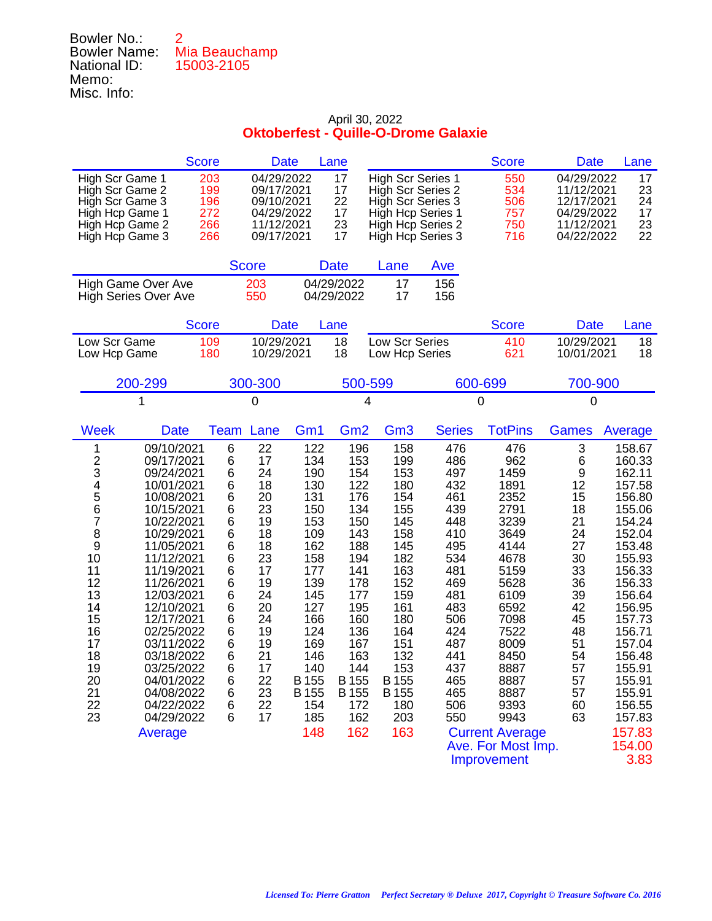Bowler No.: 2
Bowler Name: Mia Beauchamp
National ID: 15003-2105
Memo:
Misc. Info:

April 30, 2022

**Oktoberfest - Quille-O-Drome Galaxie**

| | Score | Date | Lane | | Score | Date | Lane |
|---|---|---|---|---|---|---|---|
| High Scr Game 1 | 203 | 04/29/2022 | 17 | High Scr Series 1 | 550 | 04/29/2022 | 17 |
| High Scr Game 2 | 199 | 09/17/2021 | 17 | High Scr Series 2 | 534 | 11/12/2021 | 23 |
| High Scr Game 3 | 196 | 09/10/2021 | 22 | High Scr Series 3 | 506 | 12/17/2021 | 24 |
| High Hcp Game 1 | 272 | 04/29/2022 | 17 | High Hcp Series 1 | 757 | 04/29/2022 | 17 |
| High Hcp Game 2 | 266 | 11/12/2021 | 23 | High Hcp Series 2 | 750 | 11/12/2021 | 23 |
| High Hcp Game 3 | 266 | 09/17/2021 | 17 | High Hcp Series 3 | 716 | 04/22/2022 | 22 |

| | Score | Date | Lane | Ave |
|---|---|---|---|---|
| High Game Over Ave | 203 | 04/29/2022 | 17 | 156 |
| High Series Over Ave | 550 | 04/29/2022 | 17 | 156 |

| | Score | Date | Lane | | Score | Date | Lane |
|---|---|---|---|---|---|---|---|
| Low Scr Game | 109 | 10/29/2021 | 18 | Low Scr Series | 410 | 10/29/2021 | 18 |
| Low Hcp Game | 180 | 10/29/2021 | 18 | Low Hcp Series | 621 | 10/01/2021 | 18 |

| 200-299 | 300-300 | 500-599 | 600-699 | 700-900 |
|---|---|---|---|---|
| 1 | 0 | 4 | 0 | 0 |

| Week | Date | Team | Lane | Gm1 | Gm2 | Gm3 | Series | TotPins | Games | Average |
|---|---|---|---|---|---|---|---|---|---|---|
| 1 | 09/10/2021 | 6 | 22 | 122 | 196 | 158 | 476 | 476 | 3 | 158.67 |
| 2 | 09/17/2021 | 6 | 17 | 134 | 153 | 199 | 486 | 962 | 6 | 160.33 |
| 3 | 09/24/2021 | 6 | 24 | 190 | 154 | 153 | 497 | 1459 | 9 | 162.11 |
| 4 | 10/01/2021 | 6 | 18 | 130 | 122 | 180 | 432 | 1891 | 12 | 157.58 |
| 5 | 10/08/2021 | 6 | 20 | 131 | 176 | 154 | 461 | 2352 | 15 | 156.80 |
| 6 | 10/15/2021 | 6 | 23 | 150 | 134 | 155 | 439 | 2791 | 18 | 155.06 |
| 7 | 10/22/2021 | 6 | 19 | 153 | 150 | 145 | 448 | 3239 | 21 | 154.24 |
| 8 | 10/29/2021 | 6 | 18 | 109 | 143 | 158 | 410 | 3649 | 24 | 152.04 |
| 9 | 11/05/2021 | 6 | 18 | 162 | 188 | 145 | 495 | 4144 | 27 | 153.48 |
| 10 | 11/12/2021 | 6 | 23 | 158 | 194 | 182 | 534 | 4678 | 30 | 155.93 |
| 11 | 11/19/2021 | 6 | 17 | 177 | 141 | 163 | 481 | 5159 | 33 | 156.33 |
| 12 | 11/26/2021 | 6 | 19 | 139 | 178 | 152 | 469 | 5628 | 36 | 156.33 |
| 13 | 12/03/2021 | 6 | 24 | 145 | 177 | 159 | 481 | 6109 | 39 | 156.64 |
| 14 | 12/10/2021 | 6 | 20 | 127 | 195 | 161 | 483 | 6592 | 42 | 156.95 |
| 15 | 12/17/2021 | 6 | 24 | 166 | 160 | 180 | 506 | 7098 | 45 | 157.73 |
| 16 | 02/25/2022 | 6 | 19 | 124 | 136 | 164 | 424 | 7522 | 48 | 156.71 |
| 17 | 03/11/2022 | 6 | 19 | 169 | 167 | 151 | 487 | 8009 | 51 | 157.04 |
| 18 | 03/18/2022 | 6 | 21 | 146 | 163 | 132 | 441 | 8450 | 54 | 156.48 |
| 19 | 03/25/2022 | 6 | 17 | 140 | 144 | 153 | 437 | 8887 | 57 | 155.91 |
| 20 | 04/01/2022 | 6 | 22 | B 155 | B 155 | B 155 | 465 | 8887 | 57 | 155.91 |
| 21 | 04/08/2022 | 6 | 23 | B 155 | B 155 | B 155 | 465 | 8887 | 57 | 155.91 |
| 22 | 04/22/2022 | 6 | 22 | 154 | 172 | 180 | 506 | 9393 | 60 | 156.55 |
| 23 | 04/29/2022 | 6 | 17 | 185 | 162 | 203 | 550 | 9943 | 63 | 157.83 |
| | Average | | | 148 | 162 | 163 | Current Average | | | 157.83 |
| | | | | | | | Ave. For Most Imp. | | | 154.00 |
| | | | | | | | Improvement | | | 3.83 |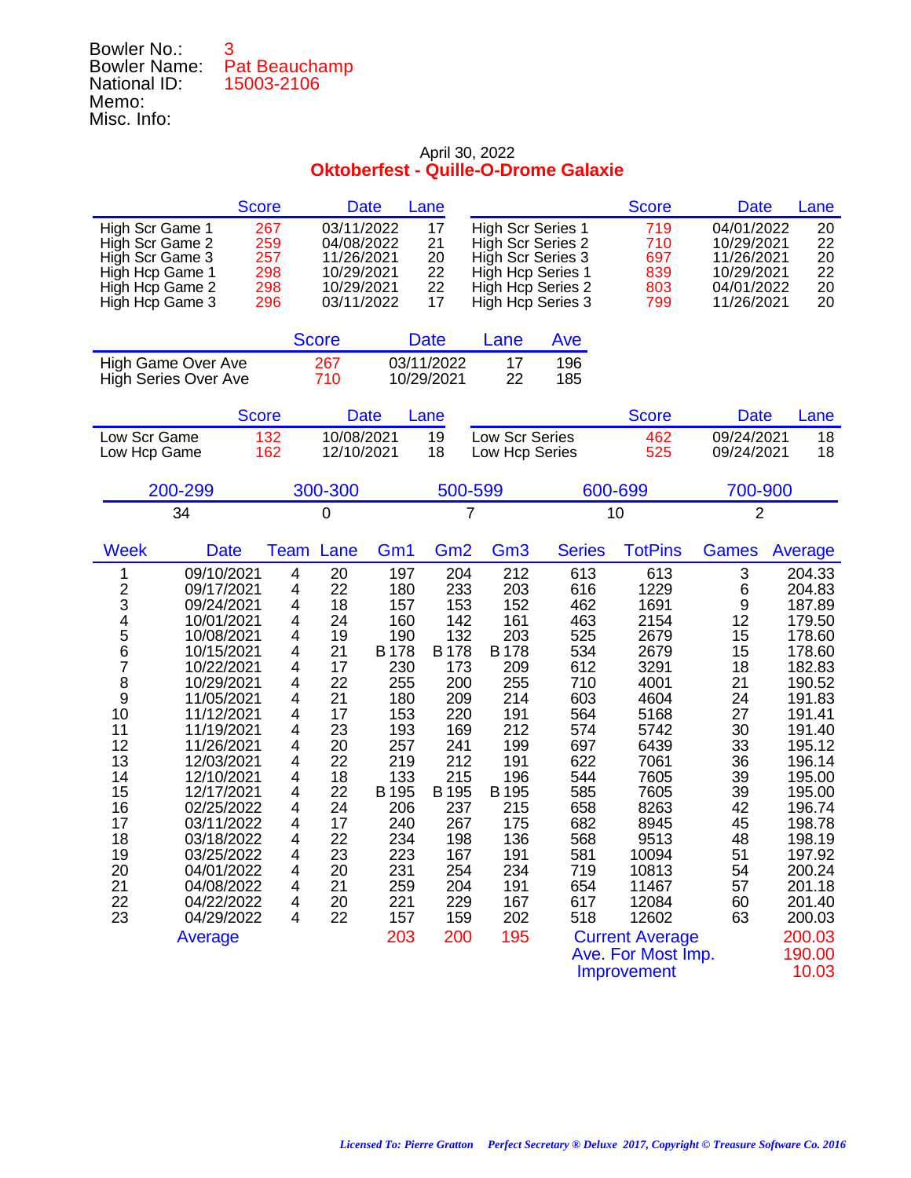Bowler No.: 3
Bowler Name: Pat Beauchamp
National ID: 15003-2106
Memo:
Misc. Info:

April 30, 2022

**Oktoberfest - Quille-O-Drome Galaxie**

| | Score | Date | Lane | | Score | Date | Lane |
|---|---|---|---|---|---|---|---|
| High Scr Game 1 | 267 | 03/11/2022 | 17 | High Scr Series 1 | 719 | 04/01/2022 | 20 |
| High Scr Game 2 | 259 | 04/08/2022 | 21 | High Scr Series 2 | 710 | 10/29/2021 | 22 |
| High Scr Game 3 | 257 | 11/26/2021 | 20 | High Scr Series 3 | 697 | 11/26/2021 | 20 |
| High Hcp Game 1 | 298 | 10/29/2021 | 22 | High Hcp Series 1 | 839 | 10/29/2021 | 22 |
| High Hcp Game 2 | 298 | 10/29/2021 | 22 | High Hcp Series 2 | 803 | 04/01/2022 | 20 |
| High Hcp Game 3 | 296 | 03/11/2022 | 17 | High Hcp Series 3 | 799 | 11/26/2021 | 20 |

| | Score | Date | Lane | Ave |
|---|---|---|---|---|
| High Game Over Ave | 267 | 03/11/2022 | 17 | 196 |
| High Series Over Ave | 710 | 10/29/2021 | 22 | 185 |

| | Score | Date | Lane | | Score | Date | Lane |
|---|---|---|---|---|---|---|---|
| Low Scr Game | 132 | 10/08/2021 | 19 | Low Scr Series | 462 | 09/24/2021 | 18 |
| Low Hcp Game | 162 | 12/10/2021 | 18 | Low Hcp Series | 525 | 09/24/2021 | 18 |

| 200-299 | 300-300 | 500-599 | 600-699 | 700-900 |
|---|---|---|---|---|
| 34 | 0 | 7 | 10 | 2 |

| Week | Date | Team | Lane | Gm1 | Gm2 | Gm3 | Series | TotPins | Games | Average |
|---|---|---|---|---|---|---|---|---|---|---|
| 1 | 09/10/2021 | 4 | 20 | 197 | 204 | 212 | 613 | 613 | 3 | 204.33 |
| 2 | 09/17/2021 | 4 | 22 | 180 | 233 | 203 | 616 | 1229 | 6 | 204.83 |
| 3 | 09/24/2021 | 4 | 18 | 157 | 153 | 152 | 462 | 1691 | 9 | 187.89 |
| 4 | 10/01/2021 | 4 | 24 | 160 | 142 | 161 | 463 | 2154 | 12 | 179.50 |
| 5 | 10/08/2021 | 4 | 19 | 190 | 132 | 203 | 525 | 2679 | 15 | 178.60 |
| 6 | 10/15/2021 | 4 | 21 | B 178 | B 178 | B 178 | 534 | 2679 | 15 | 178.60 |
| 7 | 10/22/2021 | 4 | 17 | 230 | 173 | 209 | 612 | 3291 | 18 | 182.83 |
| 8 | 10/29/2021 | 4 | 22 | 255 | 200 | 255 | 710 | 4001 | 21 | 190.52 |
| 9 | 11/05/2021 | 4 | 21 | 180 | 209 | 214 | 603 | 4604 | 24 | 191.83 |
| 10 | 11/12/2021 | 4 | 17 | 153 | 220 | 191 | 564 | 5168 | 27 | 191.41 |
| 11 | 11/19/2021 | 4 | 23 | 193 | 169 | 212 | 574 | 5742 | 30 | 191.40 |
| 12 | 11/26/2021 | 4 | 20 | 257 | 241 | 199 | 697 | 6439 | 33 | 195.12 |
| 13 | 12/03/2021 | 4 | 22 | 219 | 212 | 191 | 622 | 7061 | 36 | 196.14 |
| 14 | 12/10/2021 | 4 | 18 | 133 | 215 | 196 | 544 | 7605 | 39 | 195.00 |
| 15 | 12/17/2021 | 4 | 22 | B 195 | B 195 | B 195 | 585 | 7605 | 39 | 195.00 |
| 16 | 02/25/2022 | 4 | 24 | 206 | 237 | 215 | 658 | 8263 | 42 | 196.74 |
| 17 | 03/11/2022 | 4 | 17 | 240 | 267 | 175 | 682 | 8945 | 45 | 198.78 |
| 18 | 03/18/2022 | 4 | 22 | 234 | 198 | 136 | 568 | 9513 | 48 | 198.19 |
| 19 | 03/25/2022 | 4 | 23 | 223 | 167 | 191 | 581 | 10094 | 51 | 197.92 |
| 20 | 04/01/2022 | 4 | 20 | 231 | 254 | 234 | 719 | 10813 | 54 | 200.24 |
| 21 | 04/08/2022 | 4 | 21 | 259 | 204 | 191 | 654 | 11467 | 57 | 201.18 |
| 22 | 04/22/2022 | 4 | 20 | 221 | 229 | 167 | 617 | 12084 | 60 | 201.40 |
| 23 | 04/29/2022 | 4 | 22 | 157 | 159 | 202 | 518 | 12602 | 63 | 200.03 |
| | Average | | | 203 | 200 | 195 | Current Average | | | 200.03 |
| | | | | | | | Ave. For Most Imp. | | | 190.00 |
| | | | | | | | Improvement | | | 10.03 |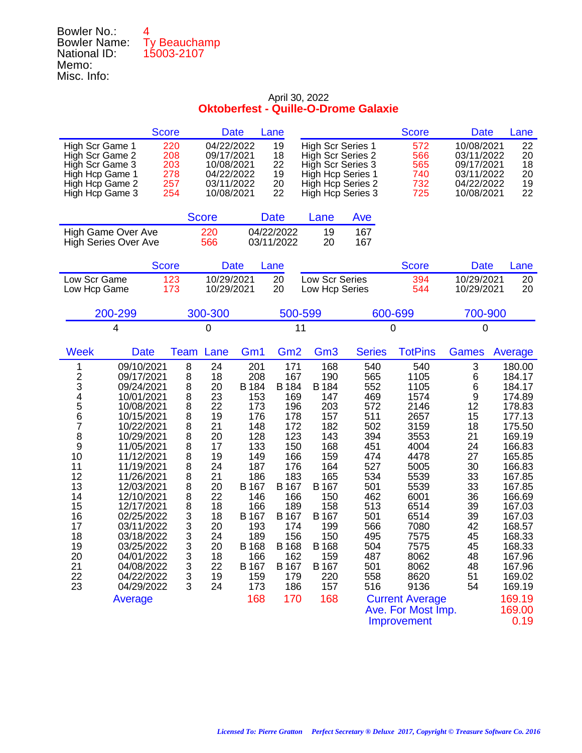Bowler No.: 4
Bowler Name: Ty Beauchamp
National ID: 15003-2107
Memo:
Misc. Info:

April 30, 2022

**Oktoberfest - Quille-O-Drome Galaxie**

| | Score | Date | Lane | | Score | Date | Lane |
|---|---|---|---|---|---|---|---|
| High Scr Game 1 | 220 | 04/22/2022 | 19 | High Scr Series 1 | 572 | 10/08/2021 | 22 |
| High Scr Game 2 | 208 | 09/17/2021 | 18 | High Scr Series 2 | 566 | 03/11/2022 | 20 |
| High Scr Game 3 | 203 | 10/08/2021 | 22 | High Scr Series 3 | 565 | 09/17/2021 | 18 |
| High Hcp Game 1 | 278 | 04/22/2022 | 19 | High Hcp Series 1 | 740 | 03/11/2022 | 20 |
| High Hcp Game 2 | 257 | 03/11/2022 | 20 | High Hcp Series 2 | 732 | 04/22/2022 | 19 |
| High Hcp Game 3 | 254 | 10/08/2021 | 22 | High Hcp Series 3 | 725 | 10/08/2021 | 22 |

| | Score | Date | Lane | Ave |
|---|---|---|---|---|
| High Game Over Ave | 220 | 04/22/2022 | 19 | 167 |
| High Series Over Ave | 566 | 03/11/2022 | 20 | 167 |

| | Score | Date | Lane | | Score | Date | Lane |
|---|---|---|---|---|---|---|---|
| Low Scr Game | 123 | 10/29/2021 | 20 | Low Scr Series | 394 | 10/29/2021 | 20 |
| Low Hcp Game | 173 | 10/29/2021 | 20 | Low Hcp Series | 544 | 10/29/2021 | 20 |

| 200-299 | 300-300 | 500-599 | 600-699 | 700-900 |
|---|---|---|---|---|
| 4 | 0 | 11 | 0 | 0 |

| Week | Date | Team | Lane | Gm1 | Gm2 | Gm3 | Series | TotPins | Games | Average |
|---|---|---|---|---|---|---|---|---|---|---|
| 1 | 09/10/2021 | 8 | 24 | 201 | 171 | 168 | 540 | 540 | 3 | 180.00 |
| 2 | 09/17/2021 | 8 | 18 | 208 | 167 | 190 | 565 | 1105 | 6 | 184.17 |
| 3 | 09/24/2021 | 8 | 20 | B 184 | B 184 | B 184 | 552 | 1105 | 6 | 184.17 |
| 4 | 10/01/2021 | 8 | 23 | 153 | 169 | 147 | 469 | 1574 | 9 | 174.89 |
| 5 | 10/08/2021 | 8 | 22 | 173 | 196 | 203 | 572 | 2146 | 12 | 178.83 |
| 6 | 10/15/2021 | 8 | 19 | 176 | 178 | 157 | 511 | 2657 | 15 | 177.13 |
| 7 | 10/22/2021 | 8 | 21 | 148 | 172 | 182 | 502 | 3159 | 18 | 175.50 |
| 8 | 10/29/2021 | 8 | 20 | 128 | 123 | 143 | 394 | 3553 | 21 | 169.19 |
| 9 | 11/05/2021 | 8 | 17 | 133 | 150 | 168 | 451 | 4004 | 24 | 166.83 |
| 10 | 11/12/2021 | 8 | 19 | 149 | 166 | 159 | 474 | 4478 | 27 | 165.85 |
| 11 | 11/19/2021 | 8 | 24 | 187 | 176 | 164 | 527 | 5005 | 30 | 166.83 |
| 12 | 11/26/2021 | 8 | 21 | 186 | 183 | 165 | 534 | 5539 | 33 | 167.85 |
| 13 | 12/03/2021 | 8 | 20 | B 167 | B 167 | B 167 | 501 | 5539 | 33 | 167.85 |
| 14 | 12/10/2021 | 8 | 22 | 146 | 166 | 150 | 462 | 6001 | 36 | 166.69 |
| 15 | 12/17/2021 | 8 | 18 | 166 | 189 | 158 | 513 | 6514 | 39 | 167.03 |
| 16 | 02/25/2022 | 3 | 18 | B 167 | B 167 | B 167 | 501 | 6514 | 39 | 167.03 |
| 17 | 03/11/2022 | 3 | 20 | 193 | 174 | 199 | 566 | 7080 | 42 | 168.57 |
| 18 | 03/18/2022 | 3 | 24 | 189 | 156 | 150 | 495 | 7575 | 45 | 168.33 |
| 19 | 03/25/2022 | 3 | 20 | B 168 | B 168 | B 168 | 504 | 7575 | 45 | 168.33 |
| 20 | 04/01/2022 | 3 | 18 | 166 | 162 | 159 | 487 | 8062 | 48 | 167.96 |
| 21 | 04/08/2022 | 3 | 22 | B 167 | B 167 | B 167 | 501 | 8062 | 48 | 167.96 |
| 22 | 04/22/2022 | 3 | 19 | 159 | 179 | 220 | 558 | 8620 | 51 | 169.02 |
| 23 | 04/29/2022 | 3 | 24 | 173 | 186 | 157 | 516 | 9136 | 54 | 169.19 |
| | Average | | | 168 | 170 | 168 | | | | |

| | |
|---|---|
| Current Average | 169.19 |
| Ave. For Most Imp. | 169.00 |
| Improvement | 0.19 |

*Licensed To: Pierre Gratton Perfect Secretary ® Deluxe 2017, Copyright © Treasure Software Co. 2016*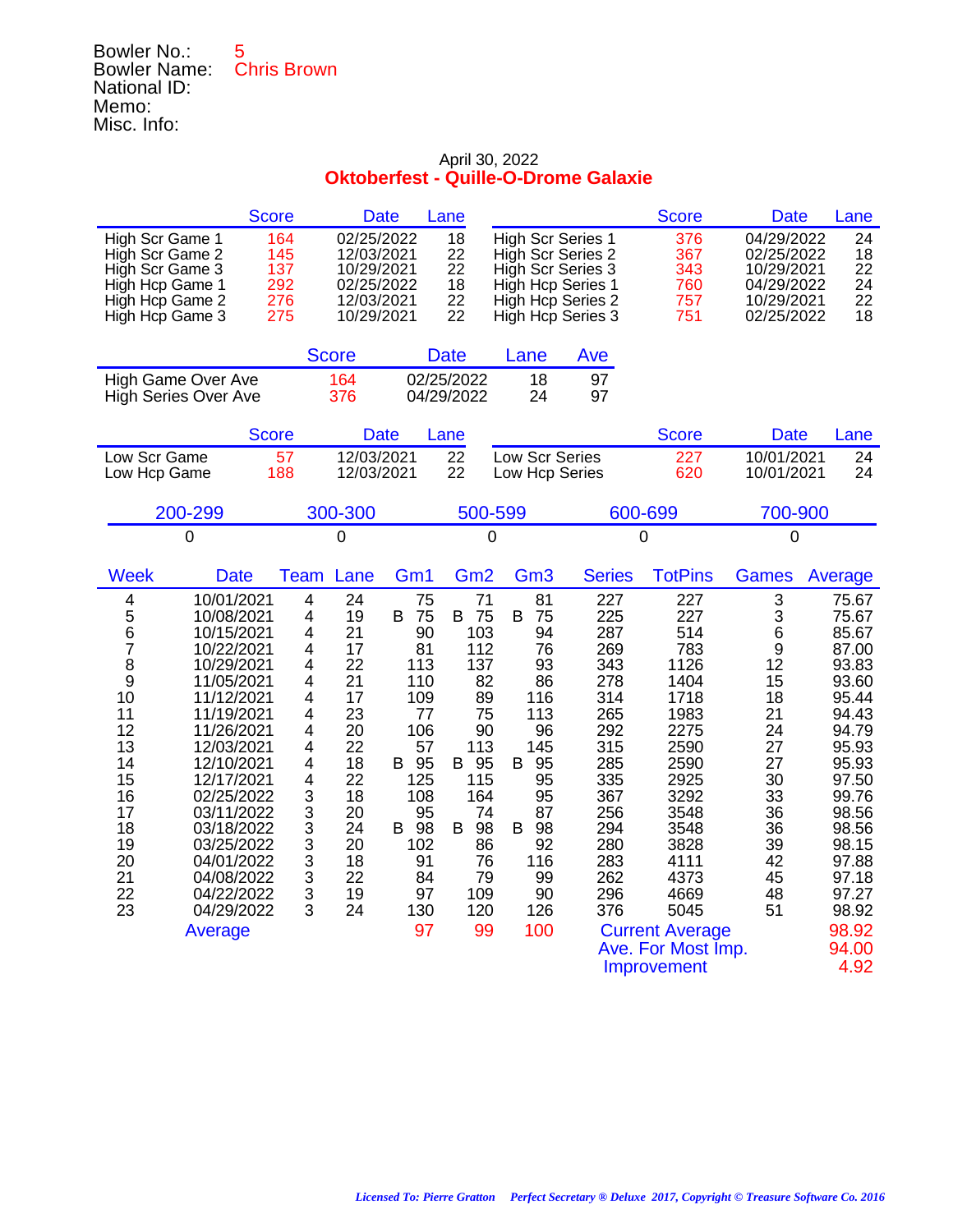Bowler No.: 5
Bowler Name: Chris Brown
National ID:
Memo:
Misc. Info:

April 30, 2022

## Oktoberfest - Quille-O-Drome Galaxie

| | Score | Date | Lane |
|---|---|---|---|
| High Scr Game 1 | 164 | 02/25/2022 | 18 |
| High Scr Game 2 | 145 | 12/03/2021 | 22 |
| High Scr Game 3 | 137 | 10/29/2021 | 22 |
| High Hcp Game 1 | 292 | 02/25/2022 | 18 |
| High Hcp Game 2 | 276 | 12/03/2021 | 22 |
| High Hcp Game 3 | 275 | 10/29/2021 | 22 |

| | Score | Date | Lane |
|---|---|---|---|
| High Scr Series 1 | 376 | 04/29/2022 | 24 |
| High Scr Series 2 | 367 | 02/25/2022 | 18 |
| High Scr Series 3 | 343 | 10/29/2021 | 22 |
| High Hcp Series 1 | 760 | 04/29/2022 | 24 |
| High Hcp Series 2 | 757 | 10/29/2021 | 22 |
| High Hcp Series 3 | 751 | 02/25/2022 | 18 |

| | Score | Date | Lane | Ave |
|---|---|---|---|---|
| High Game Over Ave | 164 | 02/25/2022 | 18 | 97 |
| High Series Over Ave | 376 | 04/29/2022 | 24 | 97 |

| | Score | Date | Lane |
|---|---|---|---|
| Low Scr Game | 57 | 12/03/2021 | 22 |
| Low Hcp Game | 188 | 12/03/2021 | 22 |

| | Score | Date | Lane |
|---|---|---|---|
| Low Scr Series | 227 | 10/01/2021 | 24 |
| Low Hcp Series | 620 | 10/01/2021 | 24 |

| 200-299 | 300-300 | 500-599 | 600-699 | 700-900 |
|---|---|---|---|---|
| 0 | 0 | 0 | 0 | 0 |

| Week | Date | Team | Lane | Gm1 | Gm2 | Gm3 | Series | TotPins | Games | Average |
|---|---|---|---|---|---|---|---|---|---|---|
| 4 | 10/01/2021 | 4 | 24 | 75 | 71 | 81 | 227 | 227 | 3 | 75.67 |
| 5 | 10/08/2021 | 4 | 19 | B 75 | B 75 | B 75 | 225 | 227 | 3 | 75.67 |
| 6 | 10/15/2021 | 4 | 21 | 90 | 103 | 94 | 287 | 514 | 6 | 85.67 |
| 7 | 10/22/2021 | 4 | 17 | 81 | 112 | 76 | 269 | 783 | 9 | 87.00 |
| 8 | 10/29/2021 | 4 | 22 | 113 | 137 | 93 | 343 | 1126 | 12 | 93.83 |
| 9 | 11/05/2021 | 4 | 21 | 110 | 82 | 86 | 278 | 1404 | 15 | 93.60 |
| 10 | 11/12/2021 | 4 | 17 | 109 | 89 | 116 | 314 | 1718 | 18 | 95.44 |
| 11 | 11/19/2021 | 4 | 23 | 77 | 75 | 113 | 265 | 1983 | 21 | 94.43 |
| 12 | 11/26/2021 | 4 | 20 | 106 | 90 | 96 | 292 | 2275 | 24 | 94.79 |
| 13 | 12/03/2021 | 4 | 22 | 57 | 113 | 145 | 315 | 2590 | 27 | 95.93 |
| 14 | 12/10/2021 | 4 | 18 | B 95 | B 95 | B 95 | 285 | 2590 | 27 | 95.93 |
| 15 | 12/17/2021 | 4 | 22 | 125 | 115 | 95 | 335 | 2925 | 30 | 97.50 |
| 16 | 02/25/2022 | 3 | 18 | 108 | 164 | 95 | 367 | 3292 | 33 | 99.76 |
| 17 | 03/11/2022 | 3 | 20 | 95 | 74 | 87 | 256 | 3548 | 36 | 98.56 |
| 18 | 03/18/2022 | 3 | 24 | B 98 | B 98 | B 98 | 294 | 3548 | 36 | 98.56 |
| 19 | 03/25/2022 | 3 | 20 | 102 | 86 | 92 | 280 | 3828 | 39 | 98.15 |
| 20 | 04/01/2022 | 3 | 18 | 91 | 76 | 116 | 283 | 4111 | 42 | 97.88 |
| 21 | 04/08/2022 | 3 | 22 | 84 | 79 | 99 | 262 | 4373 | 45 | 97.18 |
| 22 | 04/22/2022 | 3 | 19 | 97 | 109 | 90 | 296 | 4669 | 48 | 97.27 |
| 23 | 04/29/2022 | 3 | 24 | 130 | 120 | 126 | 376 | 5045 | 51 | 98.92 |
| | Average | | | 97 | 99 | 100 | Current Average | | | 98.92 |
| | | | | | | | Ave. For Most Imp. | | | 94.00 |
| | | | | | | | Improvement | | | 4.92 |

*Licensed To: Pierre Gratton Perfect Secretary ® Deluxe 2017, Copyright © Treasure Software Co. 2016*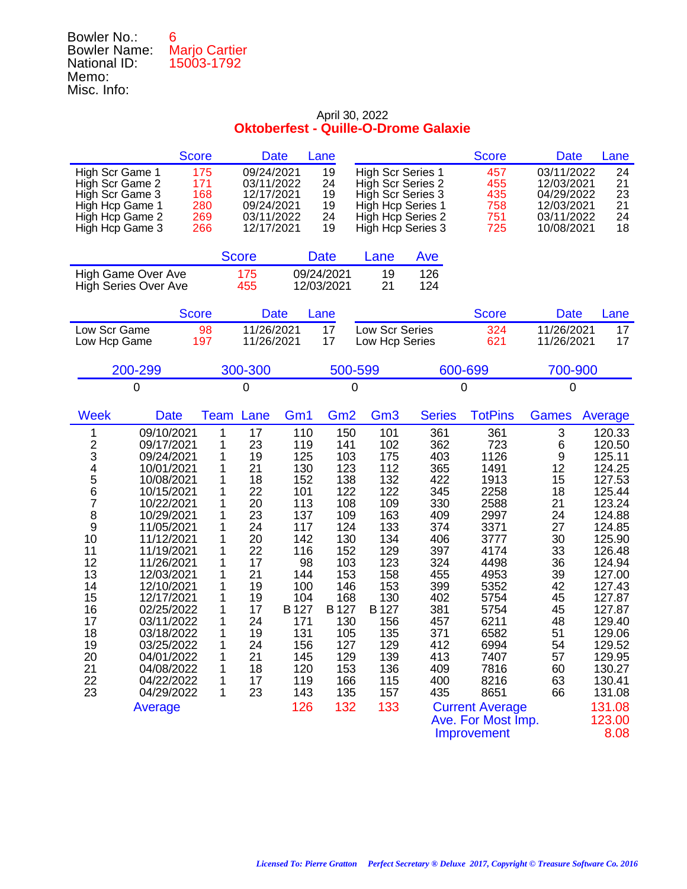Bowler No.: 6
Bowler Name: Marjo Cartier
National ID: 15003-1792
Memo:
Misc. Info:

April 30, 2022

## Oktoberfest - Quille-O-Drome Galaxie

| | Score | Date | Lane | | Score | Date | Lane |
|---|---|---|---|---|---|---|---|
| High Scr Game 1 | 175 | 09/24/2021 | 19 | High Scr Series 1 | 457 | 03/11/2022 | 24 |
| High Scr Game 2 | 171 | 03/11/2022 | 24 | High Scr Series 2 | 455 | 12/03/2021 | 21 |
| High Scr Game 3 | 168 | 12/17/2021 | 19 | High Scr Series 3 | 435 | 04/29/2022 | 23 |
| High Hcp Game 1 | 280 | 09/24/2021 | 19 | High Hcp Series 1 | 758 | 12/03/2021 | 21 |
| High Hcp Game 2 | 269 | 03/11/2022 | 24 | High Hcp Series 2 | 751 | 03/11/2022 | 24 |
| High Hcp Game 3 | 266 | 12/17/2021 | 19 | High Hcp Series 3 | 725 | 10/08/2021 | 18 |

| | Score | Date | Lane | Ave |
|---|---|---|---|---|
| High Game Over Ave | 175 | 09/24/2021 | 19 | 126 |
| High Series Over Ave | 455 | 12/03/2021 | 21 | 124 |

| | Score | Date | Lane | | Score | Date | Lane |
|---|---|---|---|---|---|---|---|
| Low Scr Game | 98 | 11/26/2021 | 17 | Low Scr Series | 324 | 11/26/2021 | 17 |
| Low Hcp Game | 197 | 11/26/2021 | 17 | Low Hcp Series | 621 | 11/26/2021 | 17 |

| 200-299 | 300-300 | 500-599 | 600-699 | 700-900 |
|---|---|---|---|---|
| 0 | 0 | 0 | 0 | 0 |

| Week | Date | Team | Lane | Gm1 | Gm2 | Gm3 | Series | TotPins | Games | Average |
|---|---|---|---|---|---|---|---|---|---|---|
| 1 | 09/10/2021 | 1 | 17 | 110 | 150 | 101 | 361 | 361 | 3 | 120.33 |
| 2 | 09/17/2021 | 1 | 23 | 119 | 141 | 102 | 362 | 723 | 6 | 120.50 |
| 3 | 09/24/2021 | 1 | 19 | 125 | 103 | 175 | 403 | 1126 | 9 | 125.11 |
| 4 | 10/01/2021 | 1 | 21 | 130 | 123 | 112 | 365 | 1491 | 12 | 124.25 |
| 5 | 10/08/2021 | 1 | 18 | 152 | 138 | 132 | 422 | 1913 | 15 | 127.53 |
| 6 | 10/15/2021 | 1 | 22 | 101 | 122 | 122 | 345 | 2258 | 18 | 125.44 |
| 7 | 10/22/2021 | 1 | 20 | 113 | 108 | 109 | 330 | 2588 | 21 | 123.24 |
| 8 | 10/29/2021 | 1 | 23 | 137 | 109 | 163 | 409 | 2997 | 24 | 124.88 |
| 9 | 11/05/2021 | 1 | 24 | 117 | 124 | 133 | 374 | 3371 | 27 | 124.85 |
| 10 | 11/12/2021 | 1 | 20 | 142 | 130 | 134 | 406 | 3777 | 30 | 125.90 |
| 11 | 11/19/2021 | 1 | 22 | 116 | 152 | 129 | 397 | 4174 | 33 | 126.48 |
| 12 | 11/26/2021 | 1 | 17 | 98 | 103 | 123 | 324 | 4498 | 36 | 124.94 |
| 13 | 12/03/2021 | 1 | 21 | 144 | 153 | 158 | 455 | 4953 | 39 | 127.00 |
| 14 | 12/10/2021 | 1 | 19 | 100 | 146 | 153 | 399 | 5352 | 42 | 127.43 |
| 15 | 12/17/2021 | 1 | 19 | 104 | 168 | 130 | 402 | 5754 | 45 | 127.87 |
| 16 | 02/25/2022 | 1 | 17 | B 127 | B 127 | B 127 | 381 | 5754 | 45 | 127.87 |
| 17 | 03/11/2022 | 1 | 24 | 171 | 130 | 156 | 457 | 6211 | 48 | 129.40 |
| 18 | 03/18/2022 | 1 | 19 | 131 | 105 | 135 | 371 | 6582 | 51 | 129.06 |
| 19 | 03/25/2022 | 1 | 24 | 156 | 127 | 129 | 412 | 6994 | 54 | 129.52 |
| 20 | 04/01/2022 | 1 | 21 | 145 | 129 | 139 | 413 | 7407 | 57 | 129.95 |
| 21 | 04/08/2022 | 1 | 18 | 120 | 153 | 136 | 409 | 7816 | 60 | 130.27 |
| 22 | 04/22/2022 | 1 | 17 | 119 | 166 | 115 | 400 | 8216 | 63 | 130.41 |
| 23 | 04/29/2022 | 1 | 23 | 143 | 135 | 157 | 435 | 8651 | 66 | 131.08 |
| | Average | | | 126 | 132 | 133 | Current Average | | | 131.08 |
| | | | | | | | Ave. For Most Imp. | | | 123.00 |
| | | | | | | | Improvement | | | 8.08 |

*Licensed To: Pierre Gratton Perfect Secretary ® Deluxe 2017, Copyright © Treasure Software Co. 2016*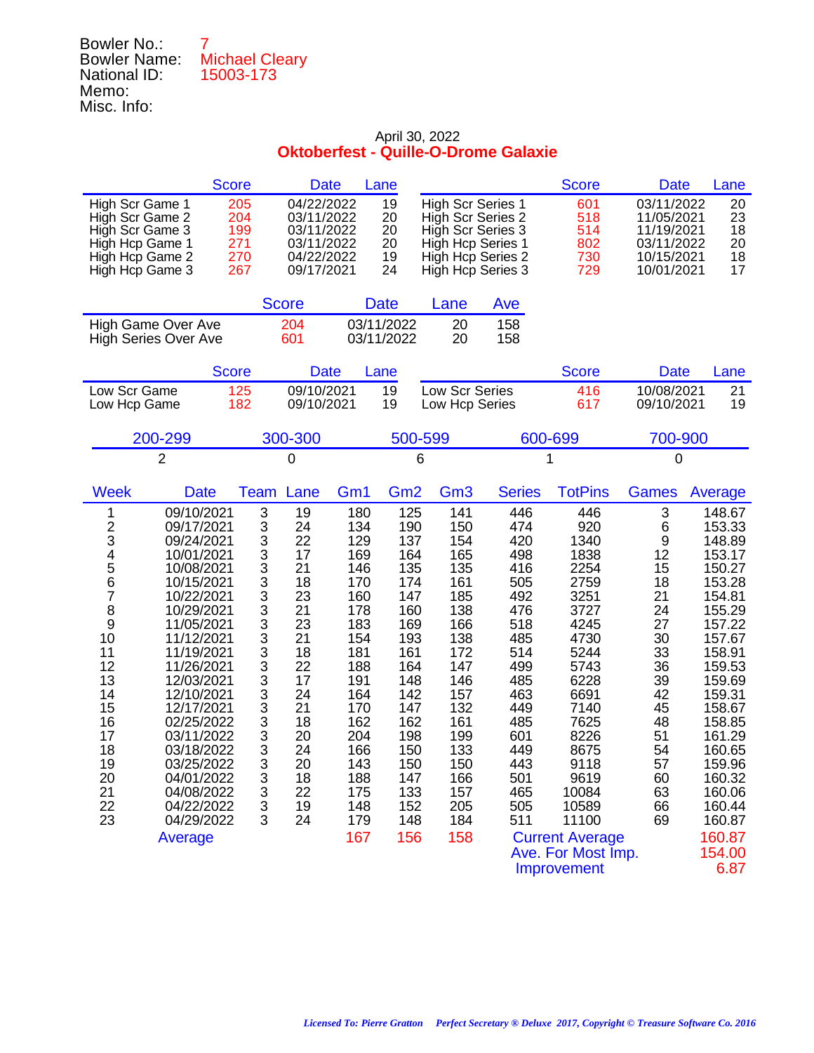Bowler No.: 7
Bowler Name: Michael Cleary
National ID: 15003-173
Memo:
Misc. Info:

April 30, 2022

**Oktoberfest - Quille-O-Drome Galaxie**

| | Score | Date | Lane | | Score | Date | Lane |
|---|---|---|---|---|---|---|---|
| High Scr Game 1 | 205 | 04/22/2022 | 19 | High Scr Series 1 | 601 | 03/11/2022 | 20 |
| High Scr Game 2 | 204 | 03/11/2022 | 20 | High Scr Series 2 | 518 | 11/05/2021 | 23 |
| High Scr Game 3 | 199 | 03/11/2022 | 20 | High Scr Series 3 | 514 | 11/19/2021 | 18 |
| High Hcp Game 1 | 271 | 03/11/2022 | 20 | High Hcp Series 1 | 802 | 03/11/2022 | 20 |
| High Hcp Game 2 | 270 | 04/22/2022 | 19 | High Hcp Series 2 | 730 | 10/15/2021 | 18 |
| High Hcp Game 3 | 267 | 09/17/2021 | 24 | High Hcp Series 3 | 729 | 10/01/2021 | 17 |

| | Score | Date | Lane | Ave |
|---|---|---|---|---|
| High Game Over Ave | 204 | 03/11/2022 | 20 | 158 |
| High Series Over Ave | 601 | 03/11/2022 | 20 | 158 |

| | Score | Date | Lane | | Score | Date | Lane |
|---|---|---|---|---|---|---|---|
| Low Scr Game | 125 | 09/10/2021 | 19 | Low Scr Series | 416 | 10/08/2021 | 21 |
| Low Hcp Game | 182 | 09/10/2021 | 19 | Low Hcp Series | 617 | 09/10/2021 | 19 |

| 200-299 | 300-300 | 500-599 | 600-699 | 700-900 |
|---|---|---|---|---|
| 2 | 0 | 6 | 1 | 0 |

| Week | Date | Team | Lane | Gm1 | Gm2 | Gm3 | Series | TotPins | Games | Average |
|---|---|---|---|---|---|---|---|---|---|---|
| 1 | 09/10/2021 | 3 | 19 | 180 | 125 | 141 | 446 | 446 | 3 | 148.67 |
| 2 | 09/17/2021 | 3 | 24 | 134 | 190 | 150 | 474 | 920 | 6 | 153.33 |
| 3 | 09/24/2021 | 3 | 22 | 129 | 137 | 154 | 420 | 1340 | 9 | 148.89 |
| 4 | 10/01/2021 | 3 | 17 | 169 | 164 | 165 | 498 | 1838 | 12 | 153.17 |
| 5 | 10/08/2021 | 3 | 21 | 146 | 135 | 135 | 416 | 2254 | 15 | 150.27 |
| 6 | 10/15/2021 | 3 | 18 | 170 | 174 | 161 | 505 | 2759 | 18 | 153.28 |
| 7 | 10/22/2021 | 3 | 23 | 160 | 147 | 185 | 492 | 3251 | 21 | 154.81 |
| 8 | 10/29/2021 | 3 | 21 | 178 | 160 | 138 | 476 | 3727 | 24 | 155.29 |
| 9 | 11/05/2021 | 3 | 23 | 183 | 169 | 166 | 518 | 4245 | 27 | 157.22 |
| 10 | 11/12/2021 | 3 | 21 | 154 | 193 | 138 | 485 | 4730 | 30 | 157.67 |
| 11 | 11/19/2021 | 3 | 18 | 181 | 161 | 172 | 514 | 5244 | 33 | 158.91 |
| 12 | 11/26/2021 | 3 | 22 | 188 | 164 | 147 | 499 | 5743 | 36 | 159.53 |
| 13 | 12/03/2021 | 3 | 17 | 191 | 148 | 146 | 485 | 6228 | 39 | 159.69 |
| 14 | 12/10/2021 | 3 | 24 | 164 | 142 | 157 | 463 | 6691 | 42 | 159.31 |
| 15 | 12/17/2021 | 3 | 21 | 170 | 147 | 132 | 449 | 7140 | 45 | 158.67 |
| 16 | 02/25/2022 | 3 | 18 | 162 | 162 | 161 | 485 | 7625 | 48 | 158.85 |
| 17 | 03/11/2022 | 3 | 20 | 204 | 198 | 199 | 601 | 8226 | 51 | 161.29 |
| 18 | 03/18/2022 | 3 | 24 | 166 | 150 | 133 | 449 | 8675 | 54 | 160.65 |
| 19 | 03/25/2022 | 3 | 20 | 143 | 150 | 150 | 443 | 9118 | 57 | 159.96 |
| 20 | 04/01/2022 | 3 | 18 | 188 | 147 | 166 | 501 | 9619 | 60 | 160.32 |
| 21 | 04/08/2022 | 3 | 22 | 175 | 133 | 157 | 465 | 10084 | 63 | 160.06 |
| 22 | 04/22/2022 | 3 | 19 | 148 | 152 | 205 | 505 | 10589 | 66 | 160.44 |
| 23 | 04/29/2022 | 3 | 24 | 179 | 148 | 184 | 511 | 11100 | 69 | 160.87 |
| | Average | | | 167 | 156 | 158 | Current Average | | | 160.87 |
| | | | | | | | Ave. For Most Imp. | | | 154.00 |
| | | | | | | | Improvement | | | 6.87 |

*Licensed To: Pierre Gratton Perfect Secretary ® Deluxe 2017, Copyright © Treasure Software Co. 2016*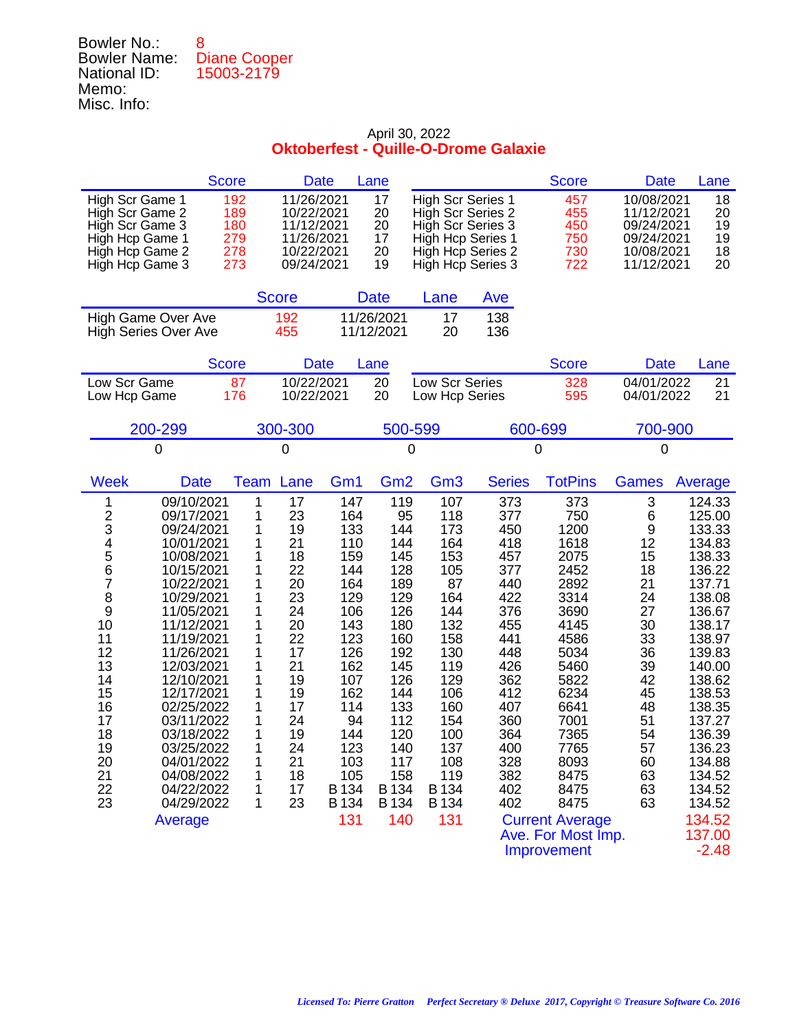Bowler No.: 8
Bowler Name: Diane Cooper
National ID: 15003-2179
Memo:
Misc. Info:

April 30, 2022

**Oktoberfest - Quille-O-Drome Galaxie**

| | Score | Date | Lane | | Score | Date | Lane |
|---|---|---|---|---|---|---|---|
| High Scr Game 1 | 192 | 11/26/2021 | 17 | High Scr Series 1 | 457 | 10/08/2021 | 18 |
| High Scr Game 2 | 189 | 10/22/2021 | 20 | High Scr Series 2 | 455 | 11/12/2021 | 20 |
| High Scr Game 3 | 180 | 11/12/2021 | 20 | High Scr Series 3 | 450 | 09/24/2021 | 19 |
| High Hcp Game 1 | 279 | 11/26/2021 | 17 | High Hcp Series 1 | 750 | 09/24/2021 | 19 |
| High Hcp Game 2 | 278 | 10/22/2021 | 20 | High Hcp Series 2 | 730 | 10/08/2021 | 18 |
| High Hcp Game 3 | 273 | 09/24/2021 | 19 | High Hcp Series 3 | 722 | 11/12/2021 | 20 |

| | Score | Date | Lane | Ave |
|---|---|---|---|---|
| High Game Over Ave | 192 | 11/26/2021 | 17 | 138 |
| High Series Over Ave | 455 | 11/12/2021 | 20 | 136 |

| | Score | Date | Lane | | Score | Date | Lane |
|---|---|---|---|---|---|---|---|
| Low Scr Game | 87 | 10/22/2021 | 20 | Low Scr Series | 328 | 04/01/2022 | 21 |
| Low Hcp Game | 176 | 10/22/2021 | 20 | Low Hcp Series | 595 | 04/01/2022 | 21 |

| 200-299 | 300-300 | 500-599 | 600-699 | 700-900 |
|---|---|---|---|---|
| 0 | 0 | 0 | 0 | 0 |

| Week | Date | Team | Lane | Gm1 | Gm2 | Gm3 | Series | TotPins | Games | Average |
|---|---|---|---|---|---|---|---|---|---|---|
| 1 | 09/10/2021 | 1 | 17 | 147 | 119 | 107 | 373 | 373 | 3 | 124.33 |
| 2 | 09/17/2021 | 1 | 23 | 164 | 95 | 118 | 377 | 750 | 6 | 125.00 |
| 3 | 09/24/2021 | 1 | 19 | 133 | 144 | 173 | 450 | 1200 | 9 | 133.33 |
| 4 | 10/01/2021 | 1 | 21 | 110 | 144 | 164 | 418 | 1618 | 12 | 134.83 |
| 5 | 10/08/2021 | 1 | 18 | 159 | 145 | 153 | 457 | 2075 | 15 | 138.33 |
| 6 | 10/15/2021 | 1 | 22 | 144 | 128 | 105 | 377 | 2452 | 18 | 136.22 |
| 7 | 10/22/2021 | 1 | 20 | 164 | 189 | 87 | 440 | 2892 | 21 | 137.71 |
| 8 | 10/29/2021 | 1 | 23 | 129 | 129 | 164 | 422 | 3314 | 24 | 138.08 |
| 9 | 11/05/2021 | 1 | 24 | 106 | 126 | 144 | 376 | 3690 | 27 | 136.67 |
| 10 | 11/12/2021 | 1 | 20 | 143 | 180 | 132 | 455 | 4145 | 30 | 138.17 |
| 11 | 11/19/2021 | 1 | 22 | 123 | 160 | 158 | 441 | 4586 | 33 | 138.97 |
| 12 | 11/26/2021 | 1 | 17 | 126 | 192 | 130 | 448 | 5034 | 36 | 139.83 |
| 13 | 12/03/2021 | 1 | 21 | 162 | 145 | 119 | 426 | 5460 | 39 | 140.00 |
| 14 | 12/10/2021 | 1 | 19 | 107 | 126 | 129 | 362 | 5822 | 42 | 138.62 |
| 15 | 12/17/2021 | 1 | 19 | 162 | 144 | 106 | 412 | 6234 | 45 | 138.53 |
| 16 | 02/25/2022 | 1 | 17 | 114 | 133 | 160 | 407 | 6641 | 48 | 138.35 |
| 17 | 03/11/2022 | 1 | 24 | 94 | 112 | 154 | 360 | 7001 | 51 | 137.27 |
| 18 | 03/18/2022 | 1 | 19 | 144 | 120 | 100 | 364 | 7365 | 54 | 136.39 |
| 19 | 03/25/2022 | 1 | 24 | 123 | 140 | 137 | 400 | 7765 | 57 | 136.23 |
| 20 | 04/01/2022 | 1 | 21 | 103 | 117 | 108 | 328 | 8093 | 60 | 134.88 |
| 21 | 04/08/2022 | 1 | 18 | 105 | 158 | 119 | 382 | 8475 | 63 | 134.52 |
| 22 | 04/22/2022 | 1 | 17 | B 134 | B 134 | B 134 | 402 | 8475 | 63 | 134.52 |
| 23 | 04/29/2022 | 1 | 23 | B 134 | B 134 | B 134 | 402 | 8475 | 63 | 134.52 |
| | Average | | | 131 | 140 | 131 | Current Average | | | 134.52 |
| | | | | | | | Ave. For Most Imp. | | | 137.00 |
| | | | | | | | Improvement | | | -2.48 |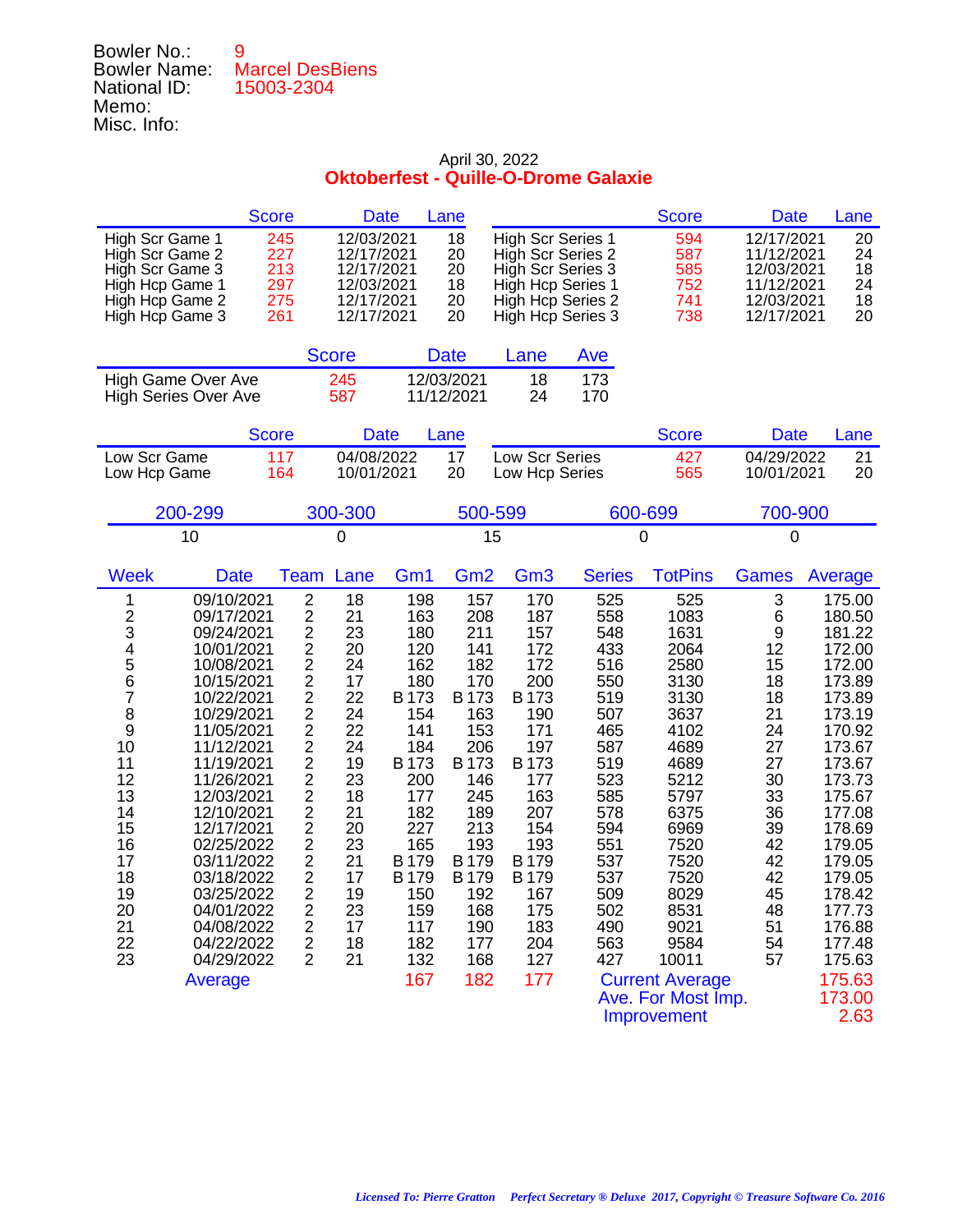Bowler No.: 9
Bowler Name: Marcel DesBiens
National ID: 15003-2304
Memo:
Misc. Info:

April 30, 2022

## Oktoberfest - Quille-O-Drome Galaxie

| | Score | Date | Lane | | Score | Date | Lane |
|---|---|---|---|---|---|---|---|
| High Scr Game 1 | 245 | 12/03/2021 | 18 | High Scr Series 1 | 594 | 12/17/2021 | 20 |
| High Scr Game 2 | 227 | 12/17/2021 | 20 | High Scr Series 2 | 587 | 11/12/2021 | 24 |
| High Scr Game 3 | 213 | 12/17/2021 | 20 | High Scr Series 3 | 585 | 12/03/2021 | 18 |
| High Hcp Game 1 | 297 | 12/03/2021 | 18 | High Hcp Series 1 | 752 | 11/12/2021 | 24 |
| High Hcp Game 2 | 275 | 12/17/2021 | 20 | High Hcp Series 2 | 741 | 12/03/2021 | 18 |
| High Hcp Game 3 | 261 | 12/17/2021 | 20 | High Hcp Series 3 | 738 | 12/17/2021 | 20 |

| | Score | Date | Lane | Ave |
|---|---|---|---|---|
| High Game Over Ave | 245 | 12/03/2021 | 18 | 173 |
| High Series Over Ave | 587 | 11/12/2021 | 24 | 170 |

| | Score | Date | Lane | | Score | Date | Lane |
|---|---|---|---|---|---|---|---|
| Low Scr Game | 117 | 04/08/2022 | 17 | Low Scr Series | 427 | 04/29/2022 | 21 |
| Low Hcp Game | 164 | 10/01/2021 | 20 | Low Hcp Series | 565 | 10/01/2021 | 20 |

| 200-299 | 300-300 | 500-599 | 600-699 | 700-900 |
|---|---|---|---|---|
| 10 | 0 | 15 | 0 | 0 |

| Week | Date | Team | Lane | Gm1 | Gm2 | Gm3 | Series | TotPins | Games | Average |
|---|---|---|---|---|---|---|---|---|---|---|
| 1 | 09/10/2021 | 2 | 18 | 198 | 157 | 170 | 525 | 525 | 3 | 175.00 |
| 2 | 09/17/2021 | 2 | 21 | 163 | 208 | 187 | 558 | 1083 | 6 | 180.50 |
| 3 | 09/24/2021 | 2 | 23 | 180 | 211 | 157 | 548 | 1631 | 9 | 181.22 |
| 4 | 10/01/2021 | 2 | 20 | 120 | 141 | 172 | 433 | 2064 | 12 | 172.00 |
| 5 | 10/08/2021 | 2 | 24 | 162 | 182 | 172 | 516 | 2580 | 15 | 172.00 |
| 6 | 10/15/2021 | 2 | 17 | 180 | 170 | 200 | 550 | 3130 | 18 | 173.89 |
| 7 | 10/22/2021 | 2 | 22 | B 173 | B 173 | B 173 | 519 | 3130 | 18 | 173.89 |
| 8 | 10/29/2021 | 2 | 24 | 154 | 163 | 190 | 507 | 3637 | 21 | 173.19 |
| 9 | 11/05/2021 | 2 | 22 | 141 | 153 | 171 | 465 | 4102 | 24 | 170.92 |
| 10 | 11/12/2021 | 2 | 24 | 184 | 206 | 197 | 587 | 4689 | 27 | 173.67 |
| 11 | 11/19/2021 | 2 | 19 | B 173 | B 173 | B 173 | 519 | 4689 | 27 | 173.67 |
| 12 | 11/26/2021 | 2 | 23 | 200 | 146 | 177 | 523 | 5212 | 30 | 173.73 |
| 13 | 12/03/2021 | 2 | 18 | 177 | 245 | 163 | 585 | 5797 | 33 | 175.67 |
| 14 | 12/10/2021 | 2 | 21 | 182 | 189 | 207 | 578 | 6375 | 36 | 177.08 |
| 15 | 12/17/2021 | 2 | 20 | 227 | 213 | 154 | 594 | 6969 | 39 | 178.69 |
| 16 | 02/25/2022 | 2 | 23 | 165 | 193 | 193 | 551 | 7520 | 42 | 179.05 |
| 17 | 03/11/2022 | 2 | 21 | B 179 | B 179 | B 179 | 537 | 7520 | 42 | 179.05 |
| 18 | 03/18/2022 | 2 | 17 | B 179 | B 179 | B 179 | 537 | 7520 | 42 | 179.05 |
| 19 | 03/25/2022 | 2 | 19 | 150 | 192 | 167 | 509 | 8029 | 45 | 178.42 |
| 20 | 04/01/2022 | 2 | 23 | 159 | 168 | 175 | 502 | 8531 | 48 | 177.73 |
| 21 | 04/08/2022 | 2 | 17 | 117 | 190 | 183 | 490 | 9021 | 51 | 176.88 |
| 22 | 04/22/2022 | 2 | 18 | 182 | 177 | 204 | 563 | 9584 | 54 | 177.48 |
| 23 | 04/29/2022 | 2 | 21 | 132 | 168 | 127 | 427 | 10011 | 57 | 175.63 |
| | Average | | | 167 | 182 | 177 | Current Average | | | 175.63 |
| | | | | | | | Ave. For Most Imp. | | | 173.00 |
| | | | | | | | Improvement | | | 2.63 |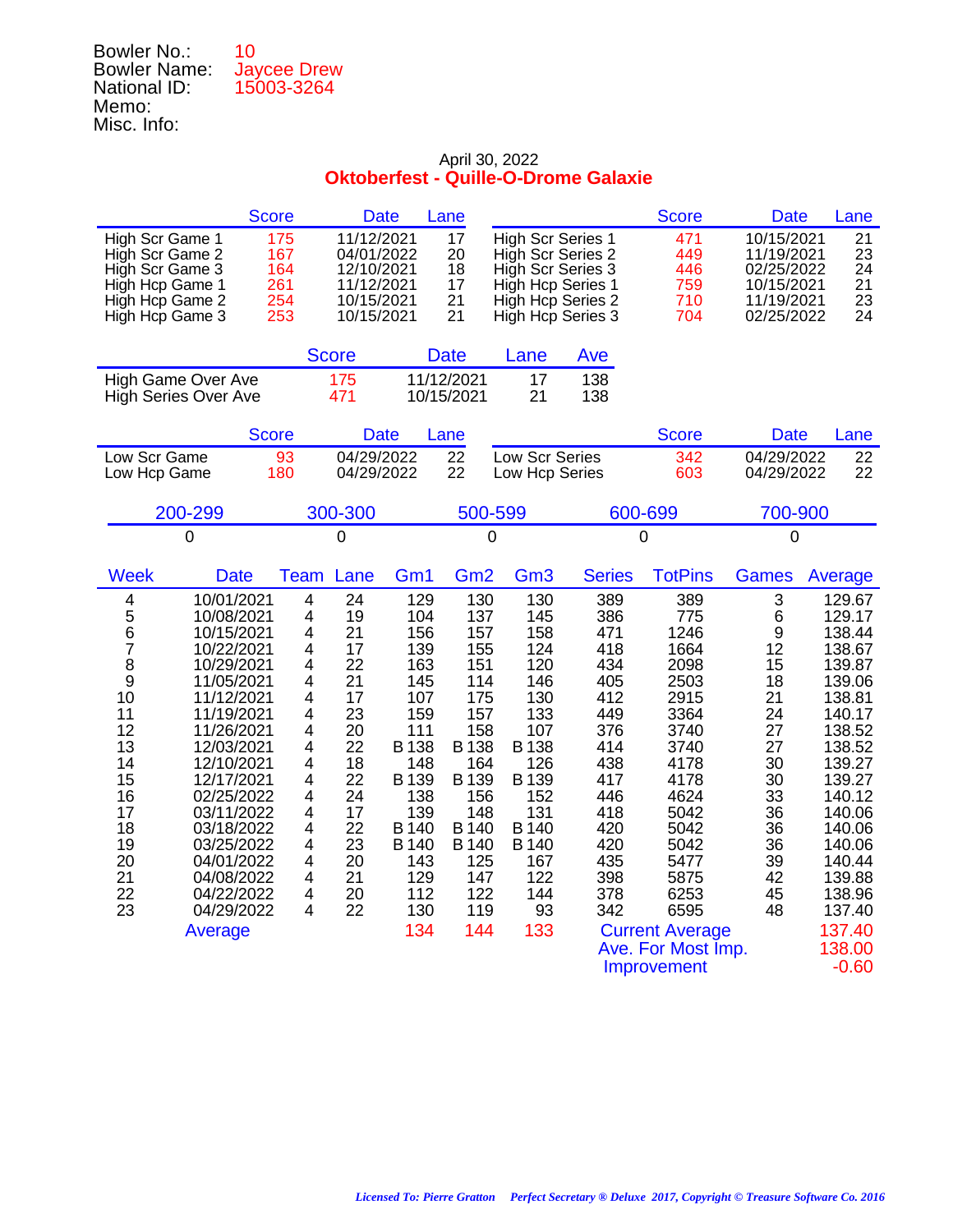Bowler No.: 10
Bowler Name: Jaycee Drew
National ID: 15003-3264
Memo:
Misc. Info:

April 30, 2022

## Oktoberfest - Quille-O-Drome Galaxie

| | Score | Date | Lane | | Score | Date | Lane |
|---|---|---|---|---|---|---|---|
| High Scr Game 1 | 175 | 11/12/2021 | 17 | High Scr Series 1 | 471 | 10/15/2021 | 21 |
| High Scr Game 2 | 167 | 04/01/2022 | 20 | High Scr Series 2 | 449 | 11/19/2021 | 23 |
| High Scr Game 3 | 164 | 12/10/2021 | 18 | High Scr Series 3 | 446 | 02/25/2022 | 24 |
| High Hcp Game 1 | 261 | 11/12/2021 | 17 | High Hcp Series 1 | 759 | 10/15/2021 | 21 |
| High Hcp Game 2 | 254 | 10/15/2021 | 21 | High Hcp Series 2 | 710 | 11/19/2021 | 23 |
| High Hcp Game 3 | 253 | 10/15/2021 | 21 | High Hcp Series 3 | 704 | 02/25/2022 | 24 |

| | Score | Date | Lane | Ave |
|---|---|---|---|---|
| High Game Over Ave | 175 | 11/12/2021 | 17 | 138 |
| High Series Over Ave | 471 | 10/15/2021 | 21 | 138 |

| | Score | Date | Lane | | Score | Date | Lane |
|---|---|---|---|---|---|---|---|
| Low Scr Game | 93 | 04/29/2022 | 22 | Low Scr Series | 342 | 04/29/2022 | 22 |
| Low Hcp Game | 180 | 04/29/2022 | 22 | Low Hcp Series | 603 | 04/29/2022 | 22 |

| 200-299 | 300-300 | 500-599 | 600-699 | 700-900 |
|---|---|---|---|---|
| 0 | 0 | 0 | 0 | 0 |

| Week | Date | Team | Lane | Gm1 | Gm2 | Gm3 | Series | TotPins | Games | Average |
|---|---|---|---|---|---|---|---|---|---|---|
| 4 | 10/01/2021 | 4 | 24 | 129 | 130 | 130 | 389 | 389 | 3 | 129.67 |
| 5 | 10/08/2021 | 4 | 19 | 104 | 137 | 145 | 386 | 775 | 6 | 129.17 |
| 6 | 10/15/2021 | 4 | 21 | 156 | 157 | 158 | 471 | 1246 | 9 | 138.44 |
| 7 | 10/22/2021 | 4 | 17 | 139 | 155 | 124 | 418 | 1664 | 12 | 138.67 |
| 8 | 10/29/2021 | 4 | 22 | 163 | 151 | 120 | 434 | 2098 | 15 | 139.87 |
| 9 | 11/05/2021 | 4 | 21 | 145 | 114 | 146 | 405 | 2503 | 18 | 139.06 |
| 10 | 11/12/2021 | 4 | 17 | 107 | 175 | 130 | 412 | 2915 | 21 | 138.81 |
| 11 | 11/19/2021 | 4 | 23 | 159 | 157 | 133 | 449 | 3364 | 24 | 140.17 |
| 12 | 11/26/2021 | 4 | 20 | 111 | 158 | 107 | 376 | 3740 | 27 | 138.52 |
| 13 | 12/03/2021 | 4 | 22 | B 138 | B 138 | B 138 | 414 | 3740 | 27 | 138.52 |
| 14 | 12/10/2021 | 4 | 18 | 148 | 164 | 126 | 438 | 4178 | 30 | 139.27 |
| 15 | 12/17/2021 | 4 | 22 | B 139 | B 139 | B 139 | 417 | 4178 | 30 | 139.27 |
| 16 | 02/25/2022 | 4 | 24 | 138 | 156 | 152 | 446 | 4624 | 33 | 140.12 |
| 17 | 03/11/2022 | 4 | 17 | 139 | 148 | 131 | 418 | 5042 | 36 | 140.06 |
| 18 | 03/18/2022 | 4 | 22 | B 140 | B 140 | B 140 | 420 | 5042 | 36 | 140.06 |
| 19 | 03/25/2022 | 4 | 23 | B 140 | B 140 | B 140 | 420 | 5042 | 36 | 140.06 |
| 20 | 04/01/2022 | 4 | 20 | 143 | 125 | 167 | 435 | 5477 | 39 | 140.44 |
| 21 | 04/08/2022 | 4 | 21 | 129 | 147 | 122 | 398 | 5875 | 42 | 139.88 |
| 22 | 04/22/2022 | 4 | 20 | 112 | 122 | 144 | 378 | 6253 | 45 | 138.96 |
| 23 | 04/29/2022 | 4 | 22 | 130 | 119 | 93 | 342 | 6595 | 48 | 137.40 |
| | Average | | | 134 | 144 | 133 | Current Average | | | 137.40 |
| | | | | | | | Ave. For Most Imp. | | | 138.00 |
| | | | | | | | Improvement | | | -0.60 |

*Licensed To: Pierre Gratton    Perfect Secretary ® Deluxe 2017, Copyright © Treasure Software Co. 2016*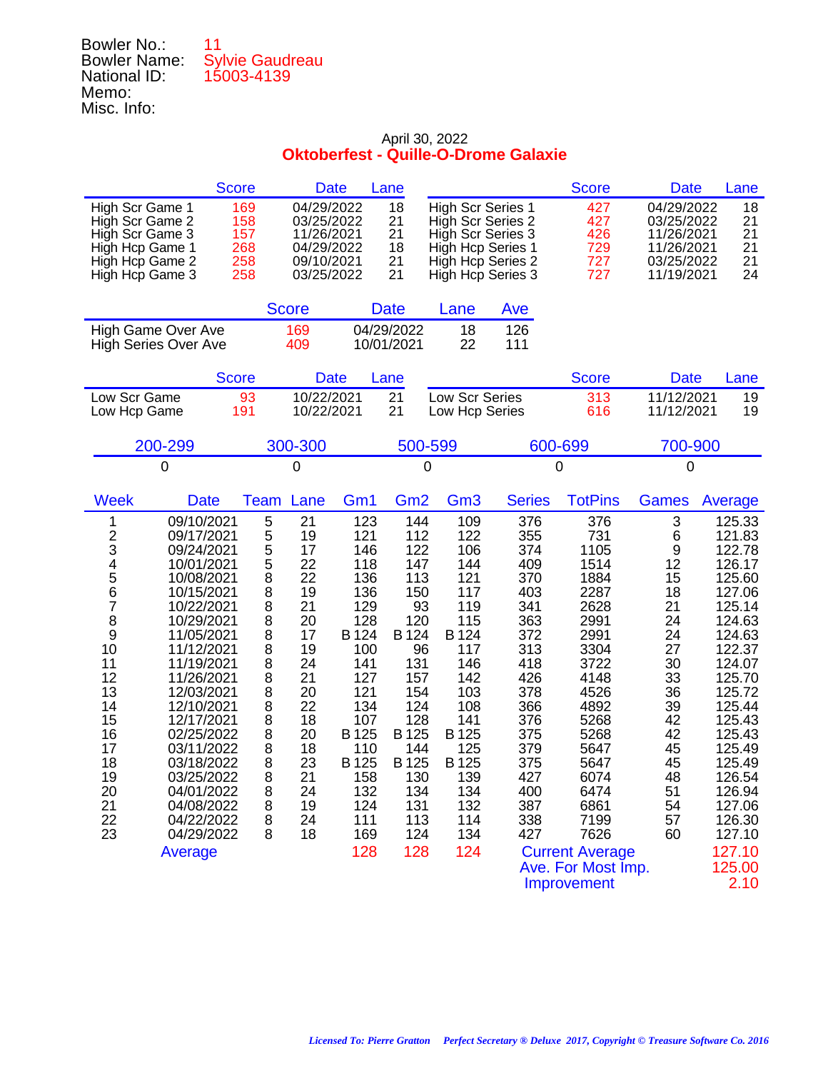Bowler No.: 11
Bowler Name: Sylvie Gaudreau
National ID: 15003-4139
Memo:
Misc. Info:

April 30, 2022

**Oktoberfest - Quille-O-Drome Galaxie**

| | Score | Date | Lane |
|---|---|---|---|
| High Scr Game 1 | 169 | 04/29/2022 | 18 |
| High Scr Game 2 | 158 | 03/25/2022 | 21 |
| High Scr Game 3 | 157 | 11/26/2021 | 21 |
| High Hcp Game 1 | 268 | 04/29/2022 | 18 |
| High Hcp Game 2 | 258 | 09/10/2021 | 21 |
| High Hcp Game 3 | 258 | 03/25/2022 | 21 |

| | Score | Date | Lane |
|---|---|---|---|
| High Scr Series 1 | 427 | 04/29/2022 | 18 |
| High Scr Series 2 | 427 | 03/25/2022 | 21 |
| High Scr Series 3 | 426 | 11/26/2021 | 21 |
| High Hcp Series 1 | 729 | 11/26/2021 | 21 |
| High Hcp Series 2 | 727 | 03/25/2022 | 21 |
| High Hcp Series 3 | 727 | 11/19/2021 | 24 |

| | Score | Date | Lane | Ave |
|---|---|---|---|---|
| High Game Over Ave | 169 | 04/29/2022 | 18 | 126 |
| High Series Over Ave | 409 | 10/01/2021 | 22 | 111 |

| | Score | Date | Lane |
|---|---|---|---|
| Low Scr Game | 93 | 10/22/2021 | 21 |
| Low Hcp Game | 191 | 10/22/2021 | 21 |

| | Score | Date | Lane |
|---|---|---|---|
| Low Scr Series | 313 | 11/12/2021 | 19 |
| Low Hcp Series | 616 | 11/12/2021 | 19 |

| 200-299 | 300-300 | 500-599 | 600-699 | 700-900 |
|---|---|---|---|---|
| 0 | 0 | 0 | 0 | 0 |

| Week | Date | Team | Lane | Gm1 | Gm2 | Gm3 | Series | TotPins | Games | Average |
|---|---|---|---|---|---|---|---|---|---|---|
| 1 | 09/10/2021 | 5 | 21 | 123 | 144 | 109 | 376 | 376 | 3 | 125.33 |
| 2 | 09/17/2021 | 5 | 19 | 121 | 112 | 122 | 355 | 731 | 6 | 121.83 |
| 3 | 09/24/2021 | 5 | 17 | 146 | 122 | 106 | 374 | 1105 | 9 | 122.78 |
| 4 | 10/01/2021 | 5 | 22 | 118 | 147 | 144 | 409 | 1514 | 12 | 126.17 |
| 5 | 10/08/2021 | 8 | 22 | 136 | 113 | 121 | 370 | 1884 | 15 | 125.60 |
| 6 | 10/15/2021 | 8 | 19 | 136 | 150 | 117 | 403 | 2287 | 18 | 127.06 |
| 7 | 10/22/2021 | 8 | 21 | 129 | 93 | 119 | 341 | 2628 | 21 | 125.14 |
| 8 | 10/29/2021 | 8 | 20 | 128 | 120 | 115 | 363 | 2991 | 24 | 124.63 |
| 9 | 11/05/2021 | 8 | 17 | B 124 | B 124 | B 124 | 372 | 2991 | 24 | 124.63 |
| 10 | 11/12/2021 | 8 | 19 | 100 | 96 | 117 | 313 | 3304 | 27 | 122.37 |
| 11 | 11/19/2021 | 8 | 24 | 141 | 131 | 146 | 418 | 3722 | 30 | 124.07 |
| 12 | 11/26/2021 | 8 | 21 | 127 | 157 | 142 | 426 | 4148 | 33 | 125.70 |
| 13 | 12/03/2021 | 8 | 20 | 121 | 154 | 103 | 378 | 4526 | 36 | 125.72 |
| 14 | 12/10/2021 | 8 | 22 | 134 | 124 | 108 | 366 | 4892 | 39 | 125.44 |
| 15 | 12/17/2021 | 8 | 18 | 107 | 128 | 141 | 376 | 5268 | 42 | 125.43 |
| 16 | 02/25/2022 | 8 | 20 | B 125 | B 125 | B 125 | 375 | 5268 | 42 | 125.43 |
| 17 | 03/11/2022 | 8 | 18 | 110 | 144 | 125 | 379 | 5647 | 45 | 125.49 |
| 18 | 03/18/2022 | 8 | 23 | B 125 | B 125 | B 125 | 375 | 5647 | 45 | 125.49 |
| 19 | 03/25/2022 | 8 | 21 | 158 | 130 | 139 | 427 | 6074 | 48 | 126.54 |
| 20 | 04/01/2022 | 8 | 24 | 132 | 134 | 134 | 400 | 6474 | 51 | 126.94 |
| 21 | 04/08/2022 | 8 | 19 | 124 | 131 | 132 | 387 | 6861 | 54 | 127.06 |
| 22 | 04/22/2022 | 8 | 24 | 111 | 113 | 114 | 338 | 7199 | 57 | 126.30 |
| 23 | 04/29/2022 | 8 | 18 | 169 | 124 | 134 | 427 | 7626 | 60 | 127.10 |
| | Average | | | 128 | 128 | 124 | Current Average | | | 127.10 |
| | | | | | | | Ave. For Most Imp. | | | 125.00 |
| | | | | | | | Improvement | | | 2.10 |

*Licensed To: Pierre Gratton Perfect Secretary ® Deluxe 2017, Copyright © Treasure Software Co. 2016*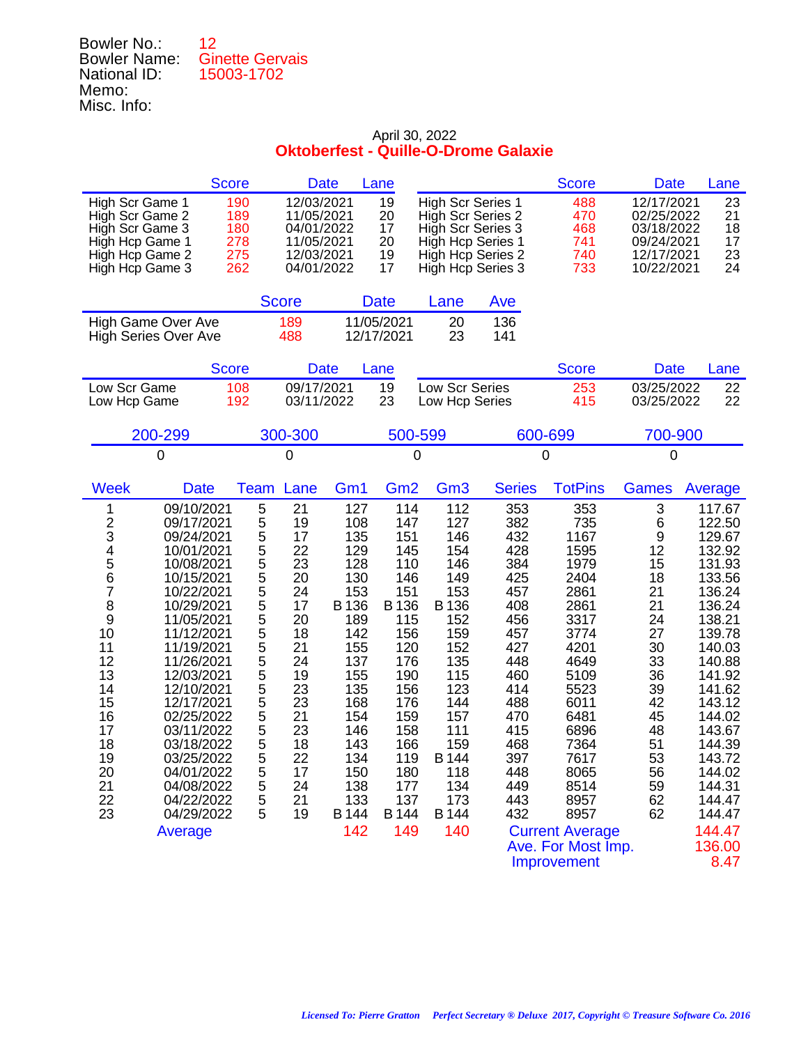Bowler No.: 12
Bowler Name: Ginette Gervais
National ID: 15003-1702
Memo:
Misc. Info:

April 30, 2022

## Oktoberfest - Quille-O-Drome Galaxie

| | Score | Date | Lane | | Score | Date | Lane |
|---|---|---|---|---|---|---|---|
| High Scr Game 1 | 190 | 12/03/2021 | 19 | High Scr Series 1 | 488 | 12/17/2021 | 23 |
| High Scr Game 2 | 189 | 11/05/2021 | 20 | High Scr Series 2 | 470 | 02/25/2022 | 21 |
| High Scr Game 3 | 180 | 04/01/2022 | 17 | High Scr Series 3 | 468 | 03/18/2022 | 18 |
| High Hcp Game 1 | 278 | 11/05/2021 | 20 | High Hcp Series 1 | 741 | 09/24/2021 | 17 |
| High Hcp Game 2 | 275 | 12/03/2021 | 19 | High Hcp Series 2 | 740 | 12/17/2021 | 23 |
| High Hcp Game 3 | 262 | 04/01/2022 | 17 | High Hcp Series 3 | 733 | 10/22/2021 | 24 |

| | Score | Date | Lane | Ave |
|---|---|---|---|---|
| High Game Over Ave | 189 | 11/05/2021 | 20 | 136 |
| High Series Over Ave | 488 | 12/17/2021 | 23 | 141 |

| | Score | Date | Lane | | Score | Date | Lane |
|---|---|---|---|---|---|---|---|
| Low Scr Game | 108 | 09/17/2021 | 19 | Low Scr Series | 253 | 03/25/2022 | 22 |
| Low Hcp Game | 192 | 03/11/2022 | 23 | Low Hcp Series | 415 | 03/25/2022 | 22 |

| 200-299 | 300-300 | 500-599 | 600-699 | 700-900 |
|---|---|---|---|---|
| 0 | 0 | 0 | 0 | 0 |

| Week | Date | Team | Lane | Gm1 | Gm2 | Gm3 | Series | TotPins | Games | Average |
|---|---|---|---|---|---|---|---|---|---|---|
| 1 | 09/10/2021 | 5 | 21 | 127 | 114 | 112 | 353 | 353 | 3 | 117.67 |
| 2 | 09/17/2021 | 5 | 19 | 108 | 147 | 127 | 382 | 735 | 6 | 122.50 |
| 3 | 09/24/2021 | 5 | 17 | 135 | 151 | 146 | 432 | 1167 | 9 | 129.67 |
| 4 | 10/01/2021 | 5 | 22 | 129 | 145 | 154 | 428 | 1595 | 12 | 132.92 |
| 5 | 10/08/2021 | 5 | 23 | 128 | 110 | 146 | 384 | 1979 | 15 | 131.93 |
| 6 | 10/15/2021 | 5 | 20 | 130 | 146 | 149 | 425 | 2404 | 18 | 133.56 |
| 7 | 10/22/2021 | 5 | 24 | 153 | 151 | 153 | 457 | 2861 | 21 | 136.24 |
| 8 | 10/29/2021 | 5 | 17 | B 136 | B 136 | B 136 | 408 | 2861 | 21 | 136.24 |
| 9 | 11/05/2021 | 5 | 20 | 189 | 115 | 152 | 456 | 3317 | 24 | 138.21 |
| 10 | 11/12/2021 | 5 | 18 | 142 | 156 | 159 | 457 | 3774 | 27 | 139.78 |
| 11 | 11/19/2021 | 5 | 21 | 155 | 120 | 152 | 427 | 4201 | 30 | 140.03 |
| 12 | 11/26/2021 | 5 | 24 | 137 | 176 | 135 | 448 | 4649 | 33 | 140.88 |
| 13 | 12/03/2021 | 5 | 19 | 155 | 190 | 115 | 460 | 5109 | 36 | 141.92 |
| 14 | 12/10/2021 | 5 | 23 | 135 | 156 | 123 | 414 | 5523 | 39 | 141.62 |
| 15 | 12/17/2021 | 5 | 23 | 168 | 176 | 144 | 488 | 6011 | 42 | 143.12 |
| 16 | 02/25/2022 | 5 | 21 | 154 | 159 | 157 | 470 | 6481 | 45 | 144.02 |
| 17 | 03/11/2022 | 5 | 23 | 146 | 158 | 111 | 415 | 6896 | 48 | 143.67 |
| 18 | 03/18/2022 | 5 | 18 | 143 | 166 | 159 | 468 | 7364 | 51 | 144.39 |
| 19 | 03/25/2022 | 5 | 22 | 134 | 119 | B 144 | 397 | 7617 | 53 | 143.72 |
| 20 | 04/01/2022 | 5 | 17 | 150 | 180 | 118 | 448 | 8065 | 56 | 144.02 |
| 21 | 04/08/2022 | 5 | 24 | 138 | 177 | 134 | 449 | 8514 | 59 | 144.31 |
| 22 | 04/22/2022 | 5 | 21 | 133 | 137 | 173 | 443 | 8957 | 62 | 144.47 |
| 23 | 04/29/2022 | 5 | 19 | B 144 | B 144 | B 144 | 432 | 8957 | 62 | 144.47 |
| | Average | | | 142 | 149 | 140 | Current Average | | | 144.47 |
| | | | | | | | Ave. For Most Imp. | | | 136.00 |
| | | | | | | | Improvement | | | 8.47 |

*Licensed To: Pierre Gratton Perfect Secretary ® Deluxe 2017, Copyright © Treasure Software Co. 2016*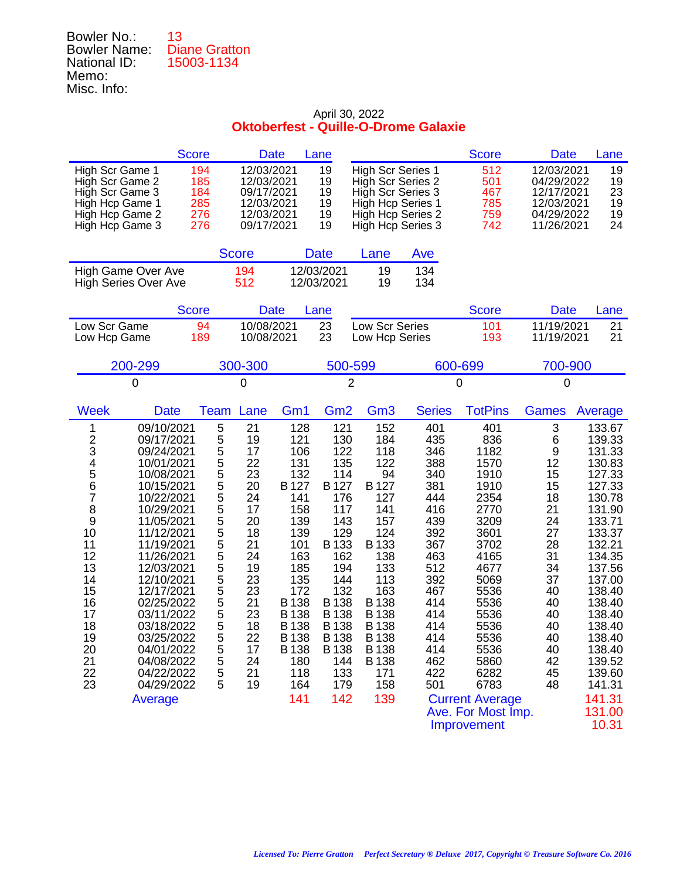Bowler No.: 13
Bowler Name: Diane Gratton
National ID: 15003-1134
Memo:
Misc. Info:

April 30, 2022

**Oktoberfest - Quille-O-Drome Galaxie**

| | Score | Date | Lane | | Score | Date | Lane |
|---|---|---|---|---|---|---|---|
| High Scr Game 1 | 194 | 12/03/2021 | 19 | High Scr Series 1 | 512 | 12/03/2021 | 19 |
| High Scr Game 2 | 185 | 12/03/2021 | 19 | High Scr Series 2 | 501 | 04/29/2022 | 19 |
| High Scr Game 3 | 184 | 09/17/2021 | 19 | High Scr Series 3 | 467 | 12/17/2021 | 23 |
| High Hcp Game 1 | 285 | 12/03/2021 | 19 | High Hcp Series 1 | 785 | 12/03/2021 | 19 |
| High Hcp Game 2 | 276 | 12/03/2021 | 19 | High Hcp Series 2 | 759 | 04/29/2022 | 19 |
| High Hcp Game 3 | 276 | 09/17/2021 | 19 | High Hcp Series 3 | 742 | 11/26/2021 | 24 |

| | Score | Date | Lane | Ave |
|---|---|---|---|---|
| High Game Over Ave | 194 | 12/03/2021 | 19 | 134 |
| High Series Over Ave | 512 | 12/03/2021 | 19 | 134 |

| | Score | Date | Lane | | Score | Date | Lane |
|---|---|---|---|---|---|---|---|
| Low Scr Game | 94 | 10/08/2021 | 23 | Low Scr Series | 101 | 11/19/2021 | 21 |
| Low Hcp Game | 189 | 10/08/2021 | 23 | Low Hcp Series | 193 | 11/19/2021 | 21 |

| 200-299 | 300-300 | 500-599 | 600-699 | 700-900 |
|---|---|---|---|---|
| 0 | 0 | 2 | 0 | 0 |

| Week | Date | Team | Lane | Gm1 | Gm2 | Gm3 | Series | TotPins | Games | Average |
|---|---|---|---|---|---|---|---|---|---|---|
| 1 | 09/10/2021 | 5 | 21 | 128 | 121 | 152 | 401 | 401 | 3 | 133.67 |
| 2 | 09/17/2021 | 5 | 19 | 121 | 130 | 184 | 435 | 836 | 6 | 139.33 |
| 3 | 09/24/2021 | 5 | 17 | 106 | 122 | 118 | 346 | 1182 | 9 | 131.33 |
| 4 | 10/01/2021 | 5 | 22 | 131 | 135 | 122 | 388 | 1570 | 12 | 130.83 |
| 5 | 10/08/2021 | 5 | 23 | 132 | 114 | 94 | 340 | 1910 | 15 | 127.33 |
| 6 | 10/15/2021 | 5 | 20 | B 127 | B 127 | B 127 | 381 | 1910 | 15 | 127.33 |
| 7 | 10/22/2021 | 5 | 24 | 141 | 176 | 127 | 444 | 2354 | 18 | 130.78 |
| 8 | 10/29/2021 | 5 | 17 | 158 | 117 | 141 | 416 | 2770 | 21 | 131.90 |
| 9 | 11/05/2021 | 5 | 20 | 139 | 143 | 157 | 439 | 3209 | 24 | 133.71 |
| 10 | 11/12/2021 | 5 | 18 | 139 | 129 | 124 | 392 | 3601 | 27 | 133.37 |
| 11 | 11/19/2021 | 5 | 21 | 101 | B 133 | B 133 | 367 | 3702 | 28 | 132.21 |
| 12 | 11/26/2021 | 5 | 24 | 163 | 162 | 138 | 463 | 4165 | 31 | 134.35 |
| 13 | 12/03/2021 | 5 | 19 | 185 | 194 | 133 | 512 | 4677 | 34 | 137.56 |
| 14 | 12/10/2021 | 5 | 23 | 135 | 144 | 113 | 392 | 5069 | 37 | 137.00 |
| 15 | 12/17/2021 | 5 | 23 | 172 | 132 | 163 | 467 | 5536 | 40 | 138.40 |
| 16 | 02/25/2022 | 5 | 21 | B 138 | B 138 | B 138 | 414 | 5536 | 40 | 138.40 |
| 17 | 03/11/2022 | 5 | 23 | B 138 | B 138 | B 138 | 414 | 5536 | 40 | 138.40 |
| 18 | 03/18/2022 | 5 | 18 | B 138 | B 138 | B 138 | 414 | 5536 | 40 | 138.40 |
| 19 | 03/25/2022 | 5 | 22 | B 138 | B 138 | B 138 | 414 | 5536 | 40 | 138.40 |
| 20 | 04/01/2022 | 5 | 17 | B 138 | B 138 | B 138 | 414 | 5536 | 40 | 138.40 |
| 21 | 04/08/2022 | 5 | 24 | 180 | 144 | B 138 | 462 | 5860 | 42 | 139.52 |
| 22 | 04/22/2022 | 5 | 21 | 118 | 133 | 171 | 422 | 6282 | 45 | 139.60 |
| 23 | 04/29/2022 | 5 | 19 | 164 | 179 | 158 | 501 | 6783 | 48 | 141.31 |
| | Average | | | 141 | 142 | 139 | Current Average | | | 141.31 |
| | | | | | | | Ave. For Most Imp. | | | 131.00 |
| | | | | | | | Improvement | | | 10.31 |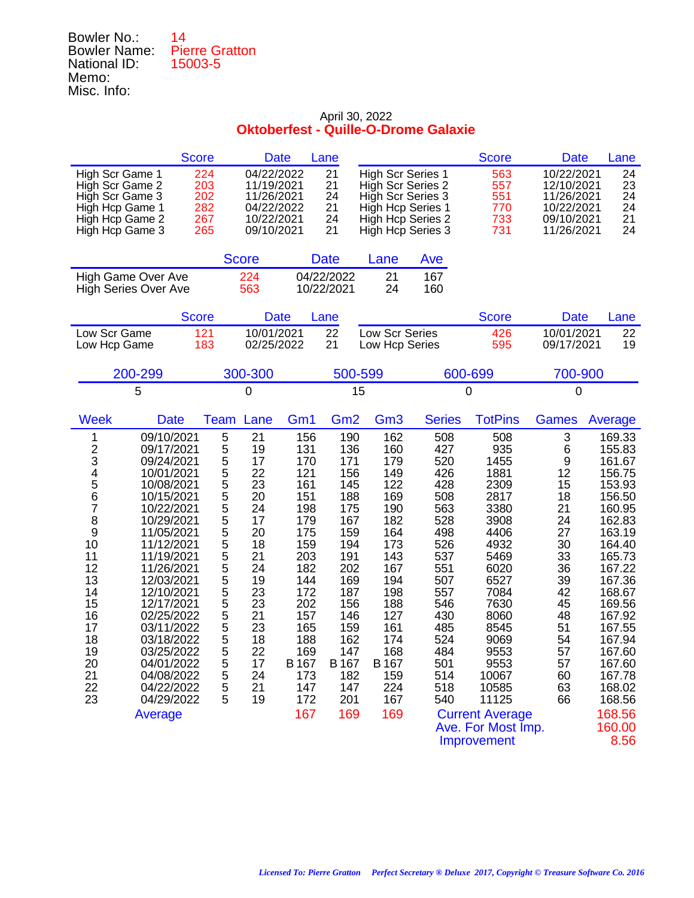Bowler No.: 14
Bowler Name: Pierre Gratton
National ID: 15003-5
Memo:
Misc. Info:

April 30, 2022

## Oktoberfest - Quille-O-Drome Galaxie

| | Score | Date | Lane | | Score | Date | Lane |
|---|---|---|---|---|---|---|---|
| High Scr Game 1 | 224 | 04/22/2022 | 21 | High Scr Series 1 | 563 | 10/22/2021 | 24 |
| High Scr Game 2 | 203 | 11/19/2021 | 21 | High Scr Series 2 | 557 | 12/10/2021 | 23 |
| High Scr Game 3 | 202 | 11/26/2021 | 24 | High Scr Series 3 | 551 | 11/26/2021 | 24 |
| High Hcp Game 1 | 282 | 04/22/2022 | 21 | High Hcp Series 1 | 770 | 10/22/2021 | 24 |
| High Hcp Game 2 | 267 | 10/22/2021 | 24 | High Hcp Series 2 | 733 | 09/10/2021 | 21 |
| High Hcp Game 3 | 265 | 09/10/2021 | 21 | High Hcp Series 3 | 731 | 11/26/2021 | 24 |

| | Score | Date | Lane | Ave |
|---|---|---|---|---|
| High Game Over Ave | 224 | 04/22/2022 | 21 | 167 |
| High Series Over Ave | 563 | 10/22/2021 | 24 | 160 |

| | Score | Date | Lane | | Score | Date | Lane |
|---|---|---|---|---|---|---|---|
| Low Scr Game | 121 | 10/01/2021 | 22 | Low Scr Series | 426 | 10/01/2021 | 22 |
| Low Hcp Game | 183 | 02/25/2022 | 21 | Low Hcp Series | 595 | 09/17/2021 | 19 |

| 200-299 | 300-300 | 500-599 | 600-699 | 700-900 |
|---|---|---|---|---|
| 5 | 0 | 15 | 0 | 0 |

| Week | Date | Team | Lane | Gm1 | Gm2 | Gm3 | Series | TotPins | Games | Average |
|---|---|---|---|---|---|---|---|---|---|---|
| 1 | 09/10/2021 | 5 | 21 | 156 | 190 | 162 | 508 | 508 | 3 | 169.33 |
| 2 | 09/17/2021 | 5 | 19 | 131 | 136 | 160 | 427 | 935 | 6 | 155.83 |
| 3 | 09/24/2021 | 5 | 17 | 170 | 171 | 179 | 520 | 1455 | 9 | 161.67 |
| 4 | 10/01/2021 | 5 | 22 | 121 | 156 | 149 | 426 | 1881 | 12 | 156.75 |
| 5 | 10/08/2021 | 5 | 23 | 161 | 145 | 122 | 428 | 2309 | 15 | 153.93 |
| 6 | 10/15/2021 | 5 | 20 | 151 | 188 | 169 | 508 | 2817 | 18 | 156.50 |
| 7 | 10/22/2021 | 5 | 24 | 198 | 175 | 190 | 563 | 3380 | 21 | 160.95 |
| 8 | 10/29/2021 | 5 | 17 | 179 | 167 | 182 | 528 | 3908 | 24 | 162.83 |
| 9 | 11/05/2021 | 5 | 20 | 175 | 159 | 164 | 498 | 4406 | 27 | 163.19 |
| 10 | 11/12/2021 | 5 | 18 | 159 | 194 | 173 | 526 | 4932 | 30 | 164.40 |
| 11 | 11/19/2021 | 5 | 21 | 203 | 191 | 143 | 537 | 5469 | 33 | 165.73 |
| 12 | 11/26/2021 | 5 | 24 | 182 | 202 | 167 | 551 | 6020 | 36 | 167.22 |
| 13 | 12/03/2021 | 5 | 19 | 144 | 169 | 194 | 507 | 6527 | 39 | 167.36 |
| 14 | 12/10/2021 | 5 | 23 | 172 | 187 | 198 | 557 | 7084 | 42 | 168.67 |
| 15 | 12/17/2021 | 5 | 23 | 202 | 156 | 188 | 546 | 7630 | 45 | 169.56 |
| 16 | 02/25/2022 | 5 | 21 | 157 | 146 | 127 | 430 | 8060 | 48 | 167.92 |
| 17 | 03/11/2022 | 5 | 23 | 165 | 159 | 161 | 485 | 8545 | 51 | 167.55 |
| 18 | 03/18/2022 | 5 | 18 | 188 | 162 | 174 | 524 | 9069 | 54 | 167.94 |
| 19 | 03/25/2022 | 5 | 22 | 169 | 147 | 168 | 484 | 9553 | 57 | 167.60 |
| 20 | 04/01/2022 | 5 | 17 | B 167 | B 167 | B 167 | 501 | 9553 | 57 | 167.60 |
| 21 | 04/08/2022 | 5 | 24 | 173 | 182 | 159 | 514 | 10067 | 60 | 167.78 |
| 22 | 04/22/2022 | 5 | 21 | 147 | 147 | 224 | 518 | 10585 | 63 | 168.02 |
| 23 | 04/29/2022 | 5 | 19 | 172 | 201 | 167 | 540 | 11125 | 66 | 168.56 |
| | Average | | | 167 | 169 | 169 | Current Average | | | 168.56 |
| | | | | | | | Ave. For Most Imp. | | | 160.00 |
| | | | | | | | Improvement | | | 8.56 |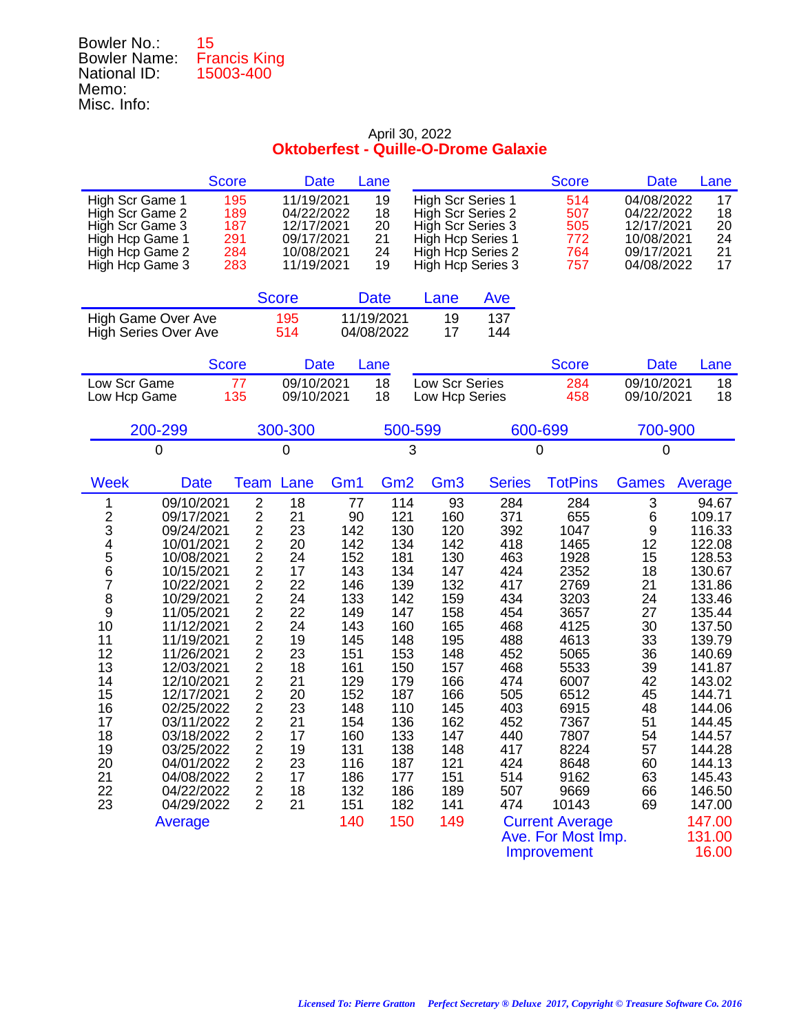Bowler No.: 15
Bowler Name: Francis King
National ID: 15003-400
Memo:
Misc. Info:

April 30, 2022

## Oktoberfest - Quille-O-Drome Galaxie

| | Score | Date | Lane | | Score | Date | Lane |
|---|---|---|---|---|---|---|---|
| High Scr Game 1 | 195 | 11/19/2021 | 19 | High Scr Series 1 | 514 | 04/08/2022 | 17 |
| High Scr Game 2 | 189 | 04/22/2022 | 18 | High Scr Series 2 | 507 | 04/22/2022 | 18 |
| High Scr Game 3 | 187 | 12/17/2021 | 20 | High Scr Series 3 | 505 | 12/17/2021 | 20 |
| High Hcp Game 1 | 291 | 09/17/2021 | 21 | High Hcp Series 1 | 772 | 10/08/2021 | 24 |
| High Hcp Game 2 | 284 | 10/08/2021 | 24 | High Hcp Series 2 | 764 | 09/17/2021 | 21 |
| High Hcp Game 3 | 283 | 11/19/2021 | 19 | High Hcp Series 3 | 757 | 04/08/2022 | 17 |

| | Score | Date | Lane | Ave |
|---|---|---|---|---|
| High Game Over Ave | 195 | 11/19/2021 | 19 | 137 |
| High Series Over Ave | 514 | 04/08/2022 | 17 | 144 |

| | Score | Date | Lane | | Score | Date | Lane |
|---|---|---|---|---|---|---|---|
| Low Scr Game | 77 | 09/10/2021 | 18 | Low Scr Series | 284 | 09/10/2021 | 18 |
| Low Hcp Game | 135 | 09/10/2021 | 18 | Low Hcp Series | 458 | 09/10/2021 | 18 |

| 200-299 | 300-300 | 500-599 | 600-699 | 700-900 |
|---|---|---|---|---|
| 0 | 0 | 3 | 0 | 0 |

| Week | Date | Team | Lane | Gm1 | Gm2 | Gm3 | Series | TotPins | Games | Average |
|---|---|---|---|---|---|---|---|---|---|---|
| 1 | 09/10/2021 | 2 | 18 | 77 | 114 | 93 | 284 | 284 | 3 | 94.67 |
| 2 | 09/17/2021 | 2 | 21 | 90 | 121 | 160 | 371 | 655 | 6 | 109.17 |
| 3 | 09/24/2021 | 2 | 23 | 142 | 130 | 120 | 392 | 1047 | 9 | 116.33 |
| 4 | 10/01/2021 | 2 | 20 | 142 | 134 | 142 | 418 | 1465 | 12 | 122.08 |
| 5 | 10/08/2021 | 2 | 24 | 152 | 181 | 130 | 463 | 1928 | 15 | 128.53 |
| 6 | 10/15/2021 | 2 | 17 | 143 | 134 | 147 | 424 | 2352 | 18 | 130.67 |
| 7 | 10/22/2021 | 2 | 22 | 146 | 139 | 132 | 417 | 2769 | 21 | 131.86 |
| 8 | 10/29/2021 | 2 | 24 | 133 | 142 | 159 | 434 | 3203 | 24 | 133.46 |
| 9 | 11/05/2021 | 2 | 22 | 149 | 147 | 158 | 454 | 3657 | 27 | 135.44 |
| 10 | 11/12/2021 | 2 | 24 | 143 | 160 | 165 | 468 | 4125 | 30 | 137.50 |
| 11 | 11/19/2021 | 2 | 19 | 145 | 148 | 195 | 488 | 4613 | 33 | 139.79 |
| 12 | 11/26/2021 | 2 | 23 | 151 | 153 | 148 | 452 | 5065 | 36 | 140.69 |
| 13 | 12/03/2021 | 2 | 18 | 161 | 150 | 157 | 468 | 5533 | 39 | 141.87 |
| 14 | 12/10/2021 | 2 | 21 | 129 | 179 | 166 | 474 | 6007 | 42 | 143.02 |
| 15 | 12/17/2021 | 2 | 20 | 152 | 187 | 166 | 505 | 6512 | 45 | 144.71 |
| 16 | 02/25/2022 | 2 | 23 | 148 | 110 | 145 | 403 | 6915 | 48 | 144.06 |
| 17 | 03/11/2022 | 2 | 21 | 154 | 136 | 162 | 452 | 7367 | 51 | 144.45 |
| 18 | 03/18/2022 | 2 | 17 | 160 | 133 | 147 | 440 | 7807 | 54 | 144.57 |
| 19 | 03/25/2022 | 2 | 19 | 131 | 138 | 148 | 417 | 8224 | 57 | 144.28 |
| 20 | 04/01/2022 | 2 | 23 | 116 | 187 | 121 | 424 | 8648 | 60 | 144.13 |
| 21 | 04/08/2022 | 2 | 17 | 186 | 177 | 151 | 514 | 9162 | 63 | 145.43 |
| 22 | 04/22/2022 | 2 | 18 | 132 | 186 | 189 | 507 | 9669 | 66 | 146.50 |
| 23 | 04/29/2022 | 2 | 21 | 151 | 182 | 141 | 474 | 10143 | 69 | 147.00 |
| | Average | | | 140 | 150 | 149 | Current Average | | | 147.00 |
| | | | | | | | Ave. For Most Imp. | | | 131.00 |
| | | | | | | | Improvement | | | 16.00 |

*Licensed To: Pierre Gratton Perfect Secretary ® Deluxe 2017, Copyright © Treasure Software Co. 2016*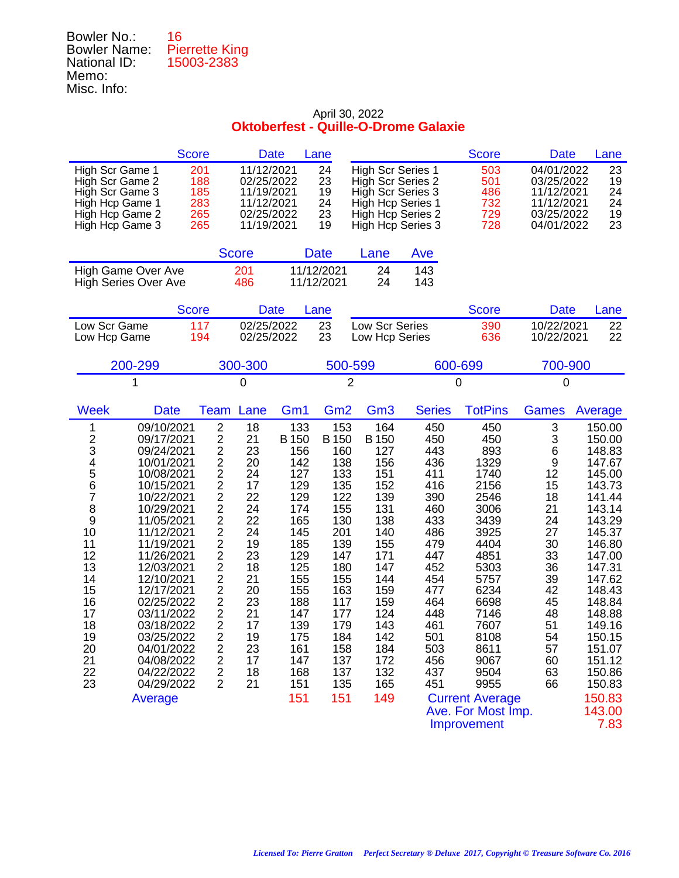Bowler No.: 16
Bowler Name: Pierrette King
National ID: 15003-2383
Memo:
Misc. Info:

April 30, 2022

**Oktoberfest - Quille-O-Drome Galaxie**

| | Score | Date | Lane | | Score | Date | Lane |
|---|---|---|---|---|---|---|---|
| High Scr Game 1 | 201 | 11/12/2021 | 24 | High Scr Series 1 | 503 | 04/01/2022 | 23 |
| High Scr Game 2 | 188 | 02/25/2022 | 23 | High Scr Series 2 | 501 | 03/25/2022 | 19 |
| High Scr Game 3 | 185 | 11/19/2021 | 19 | High Scr Series 3 | 486 | 11/12/2021 | 24 |
| High Hcp Game 1 | 283 | 11/12/2021 | 24 | High Hcp Series 1 | 732 | 11/12/2021 | 24 |
| High Hcp Game 2 | 265 | 02/25/2022 | 23 | High Hcp Series 2 | 729 | 03/25/2022 | 19 |
| High Hcp Game 3 | 265 | 11/19/2021 | 19 | High Hcp Series 3 | 728 | 04/01/2022 | 23 |

| | Score | Date | Lane | Ave |
|---|---|---|---|---|
| High Game Over Ave | 201 | 11/12/2021 | 24 | 143 |
| High Series Over Ave | 486 | 11/12/2021 | 24 | 143 |

| | Score | Date | Lane | | Score | Date | Lane |
|---|---|---|---|---|---|---|---|
| Low Scr Game | 117 | 02/25/2022 | 23 | Low Scr Series | 390 | 10/22/2021 | 22 |
| Low Hcp Game | 194 | 02/25/2022 | 23 | Low Hcp Series | 636 | 10/22/2021 | 22 |

| 200-299 | 300-300 | 500-599 | 600-699 | 700-900 |
|---|---|---|---|---|
| 1 | 0 | 2 | 0 | 0 |

| Week | Date | Team | Lane | Gm1 | Gm2 | Gm3 | Series | TotPins | Games | Average |
|---|---|---|---|---|---|---|---|---|---|---|
| 1 | 09/10/2021 | 2 | 18 | 133 | 153 | 164 | 450 | 450 | 3 | 150.00 |
| 2 | 09/17/2021 | 2 | 21 | B 150 | B 150 | B 150 | 450 | 450 | 3 | 150.00 |
| 3 | 09/24/2021 | 2 | 23 | 156 | 160 | 127 | 443 | 893 | 6 | 148.83 |
| 4 | 10/01/2021 | 2 | 20 | 142 | 138 | 156 | 436 | 1329 | 9 | 147.67 |
| 5 | 10/08/2021 | 2 | 24 | 127 | 133 | 151 | 411 | 1740 | 12 | 145.00 |
| 6 | 10/15/2021 | 2 | 17 | 129 | 135 | 152 | 416 | 2156 | 15 | 143.73 |
| 7 | 10/22/2021 | 2 | 22 | 129 | 122 | 139 | 390 | 2546 | 18 | 141.44 |
| 8 | 10/29/2021 | 2 | 24 | 174 | 155 | 131 | 460 | 3006 | 21 | 143.14 |
| 9 | 11/05/2021 | 2 | 22 | 165 | 130 | 138 | 433 | 3439 | 24 | 143.29 |
| 10 | 11/12/2021 | 2 | 24 | 145 | 201 | 140 | 486 | 3925 | 27 | 145.37 |
| 11 | 11/19/2021 | 2 | 19 | 185 | 139 | 155 | 479 | 4404 | 30 | 146.80 |
| 12 | 11/26/2021 | 2 | 23 | 129 | 147 | 171 | 447 | 4851 | 33 | 147.00 |
| 13 | 12/03/2021 | 2 | 18 | 125 | 180 | 147 | 452 | 5303 | 36 | 147.31 |
| 14 | 12/10/2021 | 2 | 21 | 155 | 155 | 144 | 454 | 5757 | 39 | 147.62 |
| 15 | 12/17/2021 | 2 | 20 | 155 | 163 | 159 | 477 | 6234 | 42 | 148.43 |
| 16 | 02/25/2022 | 2 | 23 | 188 | 117 | 159 | 464 | 6698 | 45 | 148.84 |
| 17 | 03/11/2022 | 2 | 21 | 147 | 177 | 124 | 448 | 7146 | 48 | 148.88 |
| 18 | 03/18/2022 | 2 | 17 | 139 | 179 | 143 | 461 | 7607 | 51 | 149.16 |
| 19 | 03/25/2022 | 2 | 19 | 175 | 184 | 142 | 501 | 8108 | 54 | 150.15 |
| 20 | 04/01/2022 | 2 | 23 | 161 | 158 | 184 | 503 | 8611 | 57 | 151.07 |
| 21 | 04/08/2022 | 2 | 17 | 147 | 137 | 172 | 456 | 9067 | 60 | 151.12 |
| 22 | 04/22/2022 | 2 | 18 | 168 | 137 | 132 | 437 | 9504 | 63 | 150.86 |
| 23 | 04/29/2022 | 2 | 21 | 151 | 135 | 165 | 451 | 9955 | 66 | 150.83 |
| | Average | | | 151 | 151 | 149 | Current Average | | | 150.83 |
| | | | | | | | Ave. For Most Imp. | | | 143.00 |
| | | | | | | | Improvement | | | 7.83 |

*Licensed To: Pierre Gratton Perfect Secretary ® Deluxe 2017, Copyright © Treasure Software Co. 2016*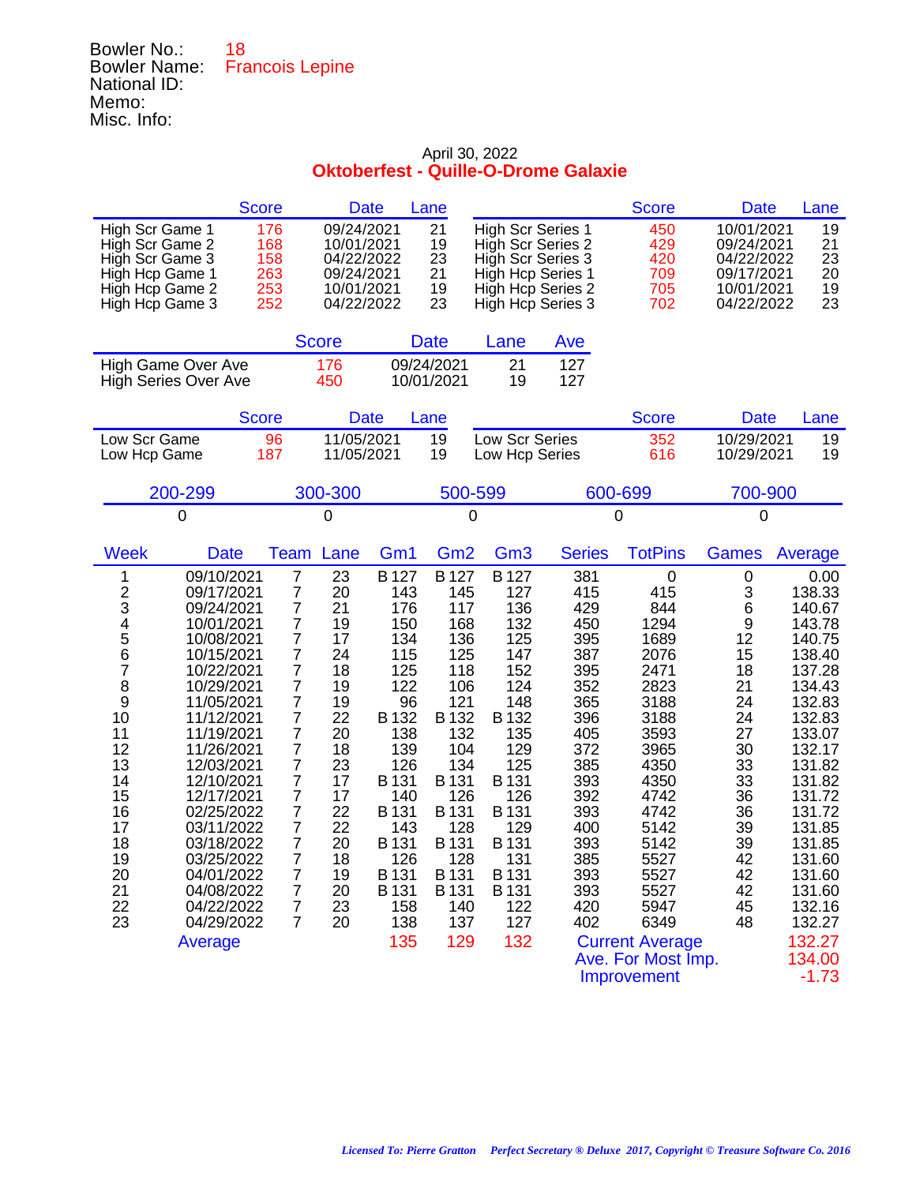Bowler No.: 18
Bowler Name: Francois Lepine
National ID:
Memo:
Misc. Info:

April 30, 2022

**Oktoberfest - Quille-O-Drome Galaxie**

| | Score | Date | Lane |
|---|---|---|---|
| High Scr Game 1 | 176 | 09/24/2021 | 21 |
| High Scr Game 2 | 168 | 10/01/2021 | 19 |
| High Scr Game 3 | 158 | 04/22/2022 | 23 |
| High Hcp Game 1 | 263 | 09/24/2021 | 21 |
| High Hcp Game 2 | 253 | 10/01/2021 | 19 |
| High Hcp Game 3 | 252 | 04/22/2022 | 23 |

| | Score | Date | Lane |
|---|---|---|---|
| High Scr Series 1 | 450 | 10/01/2021 | 19 |
| High Scr Series 2 | 429 | 09/24/2021 | 21 |
| High Scr Series 3 | 420 | 04/22/2022 | 23 |
| High Hcp Series 1 | 709 | 09/17/2021 | 20 |
| High Hcp Series 2 | 705 | 10/01/2021 | 19 |
| High Hcp Series 3 | 702 | 04/22/2022 | 23 |

| | Score | Date | Lane | Ave |
|---|---|---|---|---|
| High Game Over Ave | 176 | 09/24/2021 | 21 | 127 |
| High Series Over Ave | 450 | 10/01/2021 | 19 | 127 |

| | Score | Date | Lane |
|---|---|---|---|
| Low Scr Game | 96 | 11/05/2021 | 19 |
| Low Hcp Game | 187 | 11/05/2021 | 19 |

| | Score | Date | Lane |
|---|---|---|---|
| Low Scr Series | 352 | 10/29/2021 | 19 |
| Low Hcp Series | 616 | 10/29/2021 | 19 |

| 200-299 | 300-300 | 500-599 | 600-699 | 700-900 |
|---|---|---|---|---|
| 0 | 0 | 0 | 0 | 0 |

| Week | Date | Team | Lane | Gm1 | Gm2 | Gm3 | Series | TotPins | Games | Average |
|---|---|---|---|---|---|---|---|---|---|---|
| 1 | 09/10/2021 | 7 | 23 | B 127 | B 127 | B 127 | 381 | 0 | 0 | 0.00 |
| 2 | 09/17/2021 | 7 | 20 | 143 | 145 | 127 | 415 | 415 | 3 | 138.33 |
| 3 | 09/24/2021 | 7 | 21 | 176 | 117 | 136 | 429 | 844 | 6 | 140.67 |
| 4 | 10/01/2021 | 7 | 19 | 150 | 168 | 132 | 450 | 1294 | 9 | 143.78 |
| 5 | 10/08/2021 | 7 | 17 | 134 | 136 | 125 | 395 | 1689 | 12 | 140.75 |
| 6 | 10/15/2021 | 7 | 24 | 115 | 125 | 147 | 387 | 2076 | 15 | 138.40 |
| 7 | 10/22/2021 | 7 | 18 | 125 | 118 | 152 | 395 | 2471 | 18 | 137.28 |
| 8 | 10/29/2021 | 7 | 19 | 122 | 106 | 124 | 352 | 2823 | 21 | 134.43 |
| 9 | 11/05/2021 | 7 | 19 | 96 | 121 | 148 | 365 | 3188 | 24 | 132.83 |
| 10 | 11/12/2021 | 7 | 22 | B 132 | B 132 | B 132 | 396 | 3188 | 24 | 132.83 |
| 11 | 11/19/2021 | 7 | 20 | 138 | 132 | 135 | 405 | 3593 | 27 | 133.07 |
| 12 | 11/26/2021 | 7 | 18 | 139 | 104 | 129 | 372 | 3965 | 30 | 132.17 |
| 13 | 12/03/2021 | 7 | 23 | 126 | 134 | 125 | 385 | 4350 | 33 | 131.82 |
| 14 | 12/10/2021 | 7 | 17 | B 131 | B 131 | B 131 | 393 | 4350 | 33 | 131.82 |
| 15 | 12/17/2021 | 7 | 17 | 140 | 126 | 126 | 392 | 4742 | 36 | 131.72 |
| 16 | 02/25/2022 | 7 | 22 | B 131 | B 131 | B 131 | 393 | 4742 | 36 | 131.72 |
| 17 | 03/11/2022 | 7 | 22 | 143 | 128 | 129 | 400 | 5142 | 39 | 131.85 |
| 18 | 03/18/2022 | 7 | 20 | B 131 | B 131 | B 131 | 393 | 5142 | 39 | 131.85 |
| 19 | 03/25/2022 | 7 | 18 | 126 | 128 | 131 | 385 | 5527 | 42 | 131.60 |
| 20 | 04/01/2022 | 7 | 19 | B 131 | B 131 | B 131 | 393 | 5527 | 42 | 131.60 |
| 21 | 04/08/2022 | 7 | 20 | B 131 | B 131 | B 131 | 393 | 5527 | 42 | 131.60 |
| 22 | 04/22/2022 | 7 | 23 | 158 | 140 | 122 | 420 | 5947 | 45 | 132.16 |
| 23 | 04/29/2022 | 7 | 20 | 138 | 137 | 127 | 402 | 6349 | 48 | 132.27 |
| | Average | | | 135 | 129 | 132 | Current Average | | | 132.27 |
| | | | | | | | Ave. For Most Imp. | | | 134.00 |
| | | | | | | | Improvement | | | -1.73 |

*Licensed To: Pierre Gratton Perfect Secretary ® Deluxe 2017, Copyright © Treasure Software Co. 2016*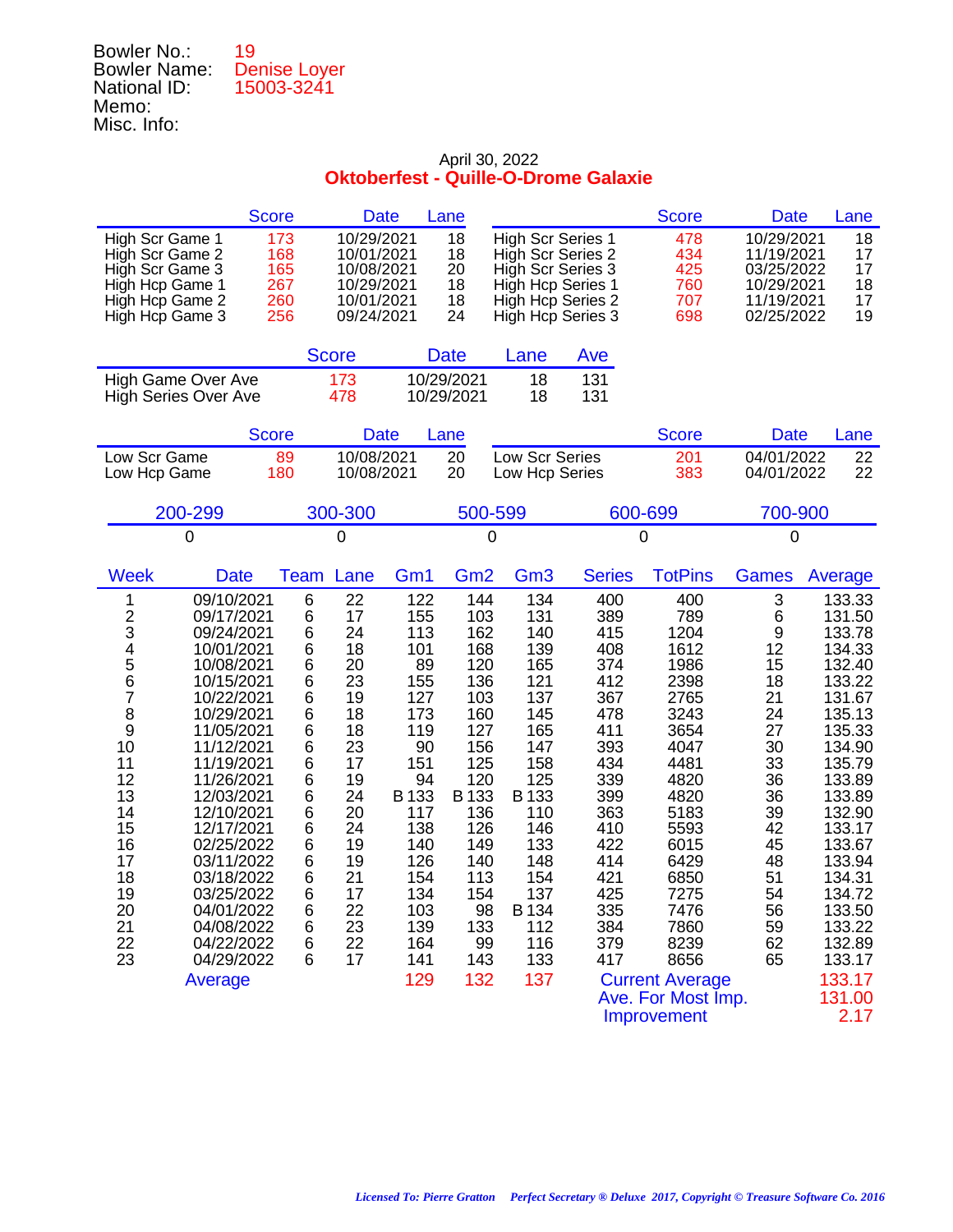Bowler No.: 19
Bowler Name: Denise Loyer
National ID: 15003-3241
Memo:
Misc. Info:

April 30, 2022

**Oktoberfest - Quille-O-Drome Galaxie**

| | Score | Date | Lane |
|---|---|---|---|
| High Scr Game 1 | 173 | 10/29/2021 | 18 |
| High Scr Game 2 | 168 | 10/01/2021 | 18 |
| High Scr Game 3 | 165 | 10/08/2021 | 20 |
| High Hcp Game 1 | 267 | 10/29/2021 | 18 |
| High Hcp Game 2 | 260 | 10/01/2021 | 18 |
| High Hcp Game 3 | 256 | 09/24/2021 | 24 |

| | Score | Date | Lane |
|---|---|---|---|
| High Scr Series 1 | 478 | 10/29/2021 | 18 |
| High Scr Series 2 | 434 | 11/19/2021 | 17 |
| High Scr Series 3 | 425 | 03/25/2022 | 17 |
| High Hcp Series 1 | 760 | 10/29/2021 | 18 |
| High Hcp Series 2 | 707 | 11/19/2021 | 17 |
| High Hcp Series 3 | 698 | 02/25/2022 | 19 |

| | Score | Date | Lane | Ave |
|---|---|---|---|---|
| High Game Over Ave | 173 | 10/29/2021 | 18 | 131 |
| High Series Over Ave | 478 | 10/29/2021 | 18 | 131 |

| | Score | Date | Lane |
|---|---|---|---|
| Low Scr Game | 89 | 10/08/2021 | 20 |
| Low Hcp Game | 180 | 10/08/2021 | 20 |

| | Score | Date | Lane |
|---|---|---|---|
| Low Scr Series | 201 | 04/01/2022 | 22 |
| Low Hcp Series | 383 | 04/01/2022 | 22 |

| 200-299 | 300-300 | 500-599 | 600-699 | 700-900 |
|---|---|---|---|---|
| 0 | 0 | 0 | 0 | 0 |

| Week | Date | Team | Lane | Gm1 | Gm2 | Gm3 | Series | TotPins | Games | Average |
|---|---|---|---|---|---|---|---|---|---|---|
| 1 | 09/10/2021 | 6 | 22 | 122 | 144 | 134 | 400 | 400 | 3 | 133.33 |
| 2 | 09/17/2021 | 6 | 17 | 155 | 103 | 131 | 389 | 789 | 6 | 131.50 |
| 3 | 09/24/2021 | 6 | 24 | 113 | 162 | 140 | 415 | 1204 | 9 | 133.78 |
| 4 | 10/01/2021 | 6 | 18 | 101 | 168 | 139 | 408 | 1612 | 12 | 134.33 |
| 5 | 10/08/2021 | 6 | 20 | 89 | 120 | 165 | 374 | 1986 | 15 | 132.40 |
| 6 | 10/15/2021 | 6 | 23 | 155 | 136 | 121 | 412 | 2398 | 18 | 133.22 |
| 7 | 10/22/2021 | 6 | 19 | 127 | 103 | 137 | 367 | 2765 | 21 | 131.67 |
| 8 | 10/29/2021 | 6 | 18 | 173 | 160 | 145 | 478 | 3243 | 24 | 135.13 |
| 9 | 11/05/2021 | 6 | 18 | 119 | 127 | 165 | 411 | 3654 | 27 | 135.33 |
| 10 | 11/12/2021 | 6 | 23 | 90 | 156 | 147 | 393 | 4047 | 30 | 134.90 |
| 11 | 11/19/2021 | 6 | 17 | 151 | 125 | 158 | 434 | 4481 | 33 | 135.79 |
| 12 | 11/26/2021 | 6 | 19 | 94 | 120 | 125 | 339 | 4820 | 36 | 133.89 |
| 13 | 12/03/2021 | 6 | 24 | B 133 | B 133 | B 133 | 399 | 4820 | 36 | 133.89 |
| 14 | 12/10/2021 | 6 | 20 | 117 | 136 | 110 | 363 | 5183 | 39 | 132.90 |
| 15 | 12/17/2021 | 6 | 24 | 138 | 126 | 146 | 410 | 5593 | 42 | 133.17 |
| 16 | 02/25/2022 | 6 | 19 | 140 | 149 | 133 | 422 | 6015 | 45 | 133.67 |
| 17 | 03/11/2022 | 6 | 19 | 126 | 140 | 148 | 414 | 6429 | 48 | 133.94 |
| 18 | 03/18/2022 | 6 | 21 | 154 | 113 | 154 | 421 | 6850 | 51 | 134.31 |
| 19 | 03/25/2022 | 6 | 17 | 134 | 154 | 137 | 425 | 7275 | 54 | 134.72 |
| 20 | 04/01/2022 | 6 | 22 | 103 | 98 | B 134 | 335 | 7476 | 56 | 133.50 |
| 21 | 04/08/2022 | 6 | 23 | 139 | 133 | 112 | 384 | 7860 | 59 | 133.22 |
| 22 | 04/22/2022 | 6 | 22 | 164 | 99 | 116 | 379 | 8239 | 62 | 132.89 |
| 23 | 04/29/2022 | 6 | 17 | 141 | 143 | 133 | 417 | 8656 | 65 | 133.17 |
| | Average | | | 129 | 132 | 137 | | | | |

Current Average: 133.17
Ave. For Most Imp.: 131.00
Improvement: 2.17

*Licensed To: Pierre Gratton Perfect Secretary ® Deluxe 2017, Copyright © Treasure Software Co. 2016*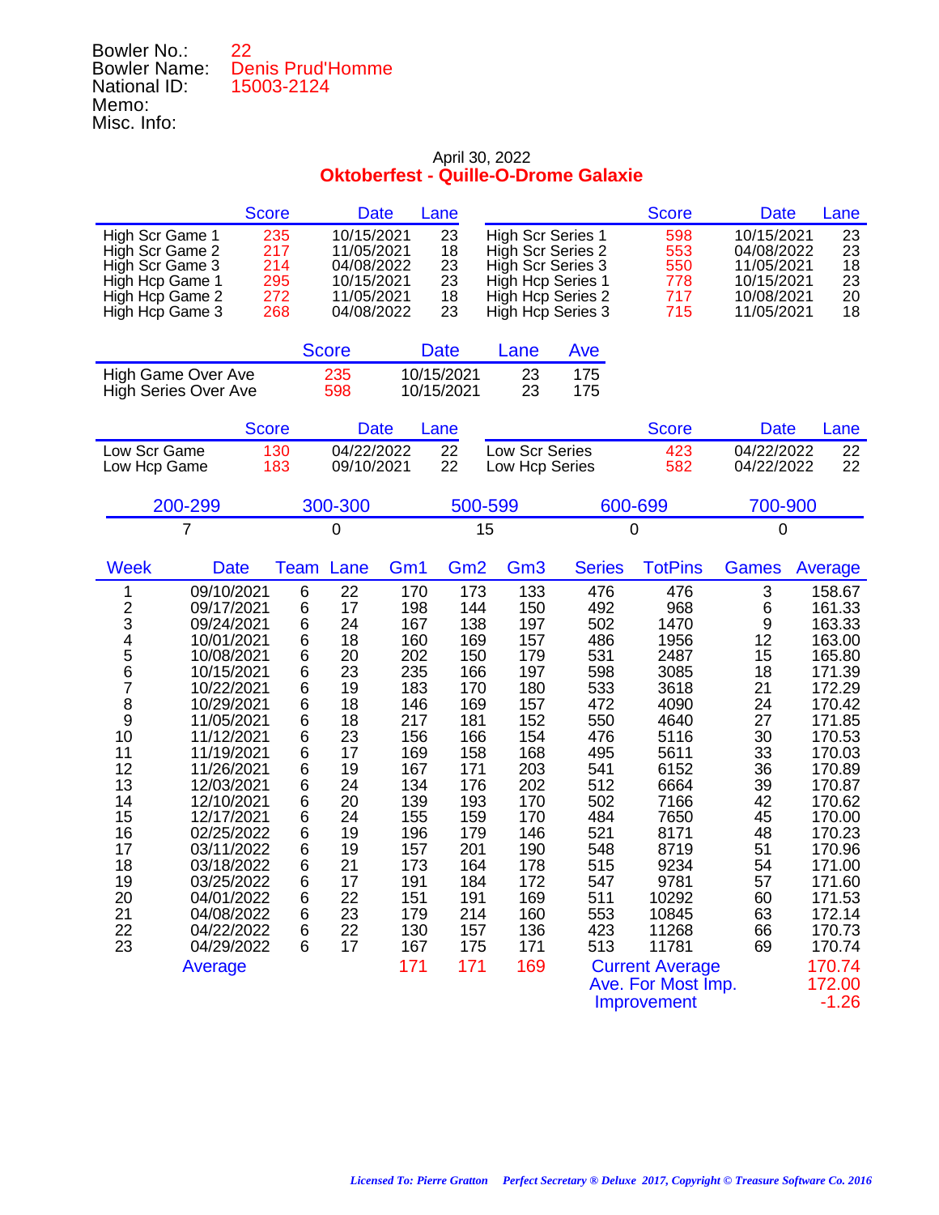Bowler No.: 22
Bowler Name: Denis Prud'Homme
National ID: 15003-2124
Memo:
Misc. Info:

April 30, 2022

**Oktoberfest - Quille-O-Drome Galaxie**

| | Score | Date | Lane | | Score | Date | Lane |
|---|---|---|---|---|---|---|---|
| High Scr Game 1 | 235 | 10/15/2021 | 23 | High Scr Series 1 | 598 | 10/15/2021 | 23 |
| High Scr Game 2 | 217 | 11/05/2021 | 18 | High Scr Series 2 | 553 | 04/08/2022 | 23 |
| High Scr Game 3 | 214 | 04/08/2022 | 23 | High Scr Series 3 | 550 | 11/05/2021 | 18 |
| High Hcp Game 1 | 295 | 10/15/2021 | 23 | High Hcp Series 1 | 778 | 10/15/2021 | 23 |
| High Hcp Game 2 | 272 | 11/05/2021 | 18 | High Hcp Series 2 | 717 | 10/08/2021 | 20 |
| High Hcp Game 3 | 268 | 04/08/2022 | 23 | High Hcp Series 3 | 715 | 11/05/2021 | 18 |

| | Score | Date | Lane | Ave |
|---|---|---|---|---|
| High Game Over Ave | 235 | 10/15/2021 | 23 | 175 |
| High Series Over Ave | 598 | 10/15/2021 | 23 | 175 |

| | Score | Date | Lane | | Score | Date | Lane |
|---|---|---|---|---|---|---|---|
| Low Scr Game | 130 | 04/22/2022 | 22 | Low Scr Series | 423 | 04/22/2022 | 22 |
| Low Hcp Game | 183 | 09/10/2021 | 22 | Low Hcp Series | 582 | 04/22/2022 | 22 |

| 200-299 | 300-300 | 500-599 | 600-699 | 700-900 |
|---|---|---|---|---|
| 7 | 0 | 15 | 0 | 0 |

| Week | Date | Team | Lane | Gm1 | Gm2 | Gm3 | Series | TotPins | Games | Average |
|---|---|---|---|---|---|---|---|---|---|---|
| 1 | 09/10/2021 | 6 | 22 | 170 | 173 | 133 | 476 | 476 | 3 | 158.67 |
| 2 | 09/17/2021 | 6 | 17 | 198 | 144 | 150 | 492 | 968 | 6 | 161.33 |
| 3 | 09/24/2021 | 6 | 24 | 167 | 138 | 197 | 502 | 1470 | 9 | 163.33 |
| 4 | 10/01/2021 | 6 | 18 | 160 | 169 | 157 | 486 | 1956 | 12 | 163.00 |
| 5 | 10/08/2021 | 6 | 20 | 202 | 150 | 179 | 531 | 2487 | 15 | 165.80 |
| 6 | 10/15/2021 | 6 | 23 | 235 | 166 | 197 | 598 | 3085 | 18 | 171.39 |
| 7 | 10/22/2021 | 6 | 19 | 183 | 170 | 180 | 533 | 3618 | 21 | 172.29 |
| 8 | 10/29/2021 | 6 | 18 | 146 | 169 | 157 | 472 | 4090 | 24 | 170.42 |
| 9 | 11/05/2021 | 6 | 18 | 217 | 181 | 152 | 550 | 4640 | 27 | 171.85 |
| 10 | 11/12/2021 | 6 | 23 | 156 | 166 | 154 | 476 | 5116 | 30 | 170.53 |
| 11 | 11/19/2021 | 6 | 17 | 169 | 158 | 168 | 495 | 5611 | 33 | 170.03 |
| 12 | 11/26/2021 | 6 | 19 | 167 | 171 | 203 | 541 | 6152 | 36 | 170.89 |
| 13 | 12/03/2021 | 6 | 24 | 134 | 176 | 202 | 512 | 6664 | 39 | 170.87 |
| 14 | 12/10/2021 | 6 | 20 | 139 | 193 | 170 | 502 | 7166 | 42 | 170.62 |
| 15 | 12/17/2021 | 6 | 24 | 155 | 159 | 170 | 484 | 7650 | 45 | 170.00 |
| 16 | 02/25/2022 | 6 | 19 | 196 | 179 | 146 | 521 | 8171 | 48 | 170.23 |
| 17 | 03/11/2022 | 6 | 19 | 157 | 201 | 190 | 548 | 8719 | 51 | 170.96 |
| 18 | 03/18/2022 | 6 | 21 | 173 | 164 | 178 | 515 | 9234 | 54 | 171.00 |
| 19 | 03/25/2022 | 6 | 17 | 191 | 184 | 172 | 547 | 9781 | 57 | 171.60 |
| 20 | 04/01/2022 | 6 | 22 | 151 | 191 | 169 | 511 | 10292 | 60 | 171.53 |
| 21 | 04/08/2022 | 6 | 23 | 179 | 214 | 160 | 553 | 10845 | 63 | 172.14 |
| 22 | 04/22/2022 | 6 | 22 | 130 | 157 | 136 | 423 | 11268 | 66 | 170.73 |
| 23 | 04/29/2022 | 6 | 17 | 167 | 175 | 171 | 513 | 11781 | 69 | 170.74 |
| | Average | | | 171 | 171 | 169 | Current Average | | | 170.74 |
| | | | | | | | Ave. For Most Imp. | | | 172.00 |
| | | | | | | | Improvement | | | -1.26 |

*Licensed To: Pierre Gratton Perfect Secretary ® Deluxe 2017, Copyright © Treasure Software Co. 2016*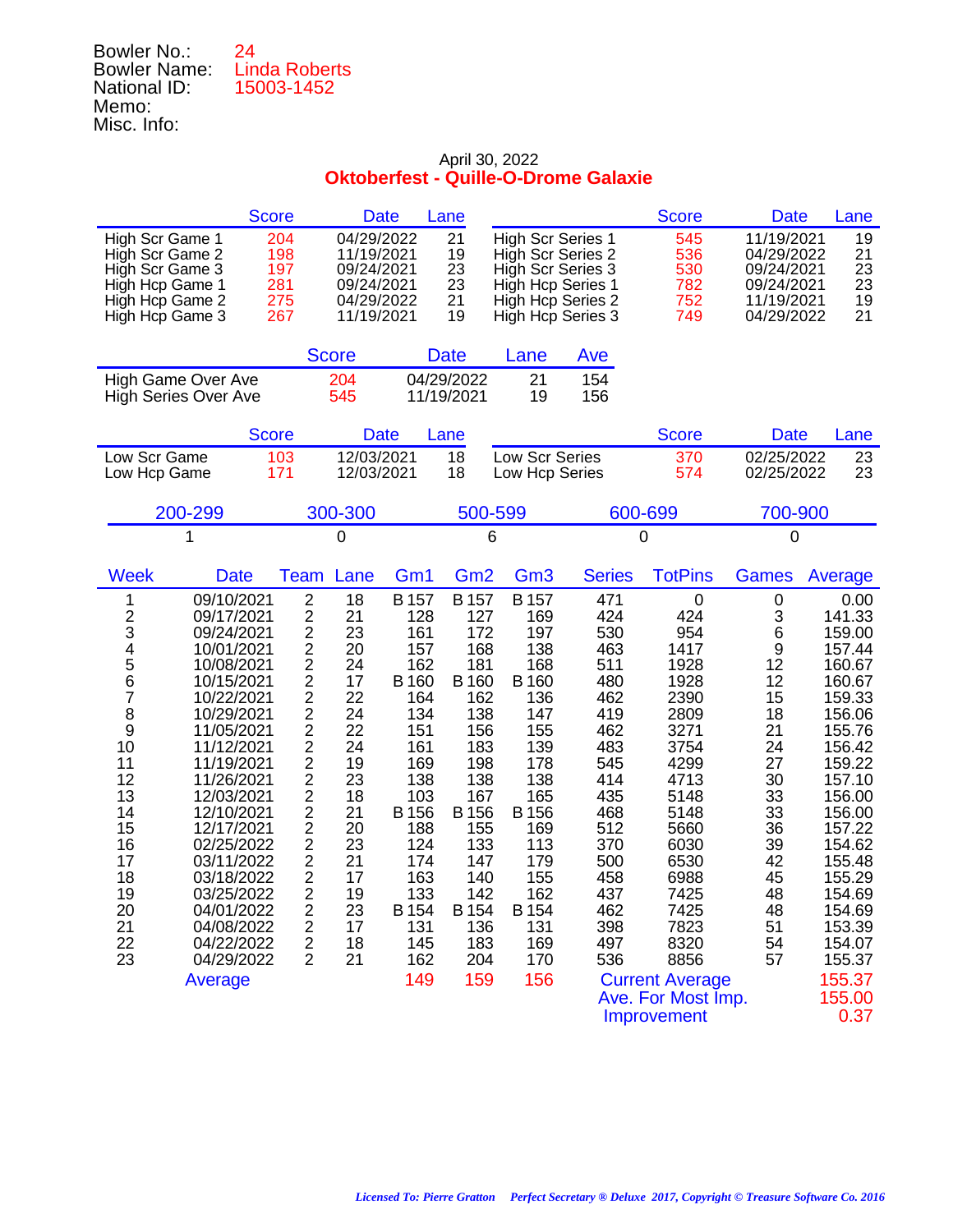Bowler No.: 24
Bowler Name: Linda Roberts
National ID: 15003-1452
Memo:
Misc. Info:

April 30, 2022

**Oktoberfest - Quille-O-Drome Galaxie**

| | Score | Date | Lane | | Score | Date | Lane |
|---|---|---|---|---|---|---|---|
| High Scr Game 1 | 204 | 04/29/2022 | 21 | High Scr Series 1 | 545 | 11/19/2021 | 19 |
| High Scr Game 2 | 198 | 11/19/2021 | 19 | High Scr Series 2 | 536 | 04/29/2022 | 21 |
| High Scr Game 3 | 197 | 09/24/2021 | 23 | High Scr Series 3 | 530 | 09/24/2021 | 23 |
| High Hcp Game 1 | 281 | 09/24/2021 | 23 | High Hcp Series 1 | 782 | 09/24/2021 | 23 |
| High Hcp Game 2 | 275 | 04/29/2022 | 21 | High Hcp Series 2 | 752 | 11/19/2021 | 19 |
| High Hcp Game 3 | 267 | 11/19/2021 | 19 | High Hcp Series 3 | 749 | 04/29/2022 | 21 |

| | Score | Date | Lane | Ave |
|---|---|---|---|---|
| High Game Over Ave | 204 | 04/29/2022 | 21 | 154 |
| High Series Over Ave | 545 | 11/19/2021 | 19 | 156 |

| | Score | Date | Lane | | Score | Date | Lane |
|---|---|---|---|---|---|---|---|
| Low Scr Game | 103 | 12/03/2021 | 18 | Low Scr Series | 370 | 02/25/2022 | 23 |
| Low Hcp Game | 171 | 12/03/2021 | 18 | Low Hcp Series | 574 | 02/25/2022 | 23 |

| 200-299 | 300-300 | 500-599 | 600-699 | 700-900 |
|---|---|---|---|---|
| 1 | 0 | 6 | 0 | 0 |

| Week | Date | Team | Lane | Gm1 | Gm2 | Gm3 | Series | TotPins | Games | Average |
|---|---|---|---|---|---|---|---|---|---|---|
| 1 | 09/10/2021 | 2 | 18 | B 157 | B 157 | B 157 | 471 | 0 | 0 | 0.00 |
| 2 | 09/17/2021 | 2 | 21 | 128 | 127 | 169 | 424 | 424 | 3 | 141.33 |
| 3 | 09/24/2021 | 2 | 23 | 161 | 172 | 197 | 530 | 954 | 6 | 159.00 |
| 4 | 10/01/2021 | 2 | 20 | 157 | 168 | 138 | 463 | 1417 | 9 | 157.44 |
| 5 | 10/08/2021 | 2 | 24 | 162 | 181 | 168 | 511 | 1928 | 12 | 160.67 |
| 6 | 10/15/2021 | 2 | 17 | B 160 | B 160 | B 160 | 480 | 1928 | 12 | 160.67 |
| 7 | 10/22/2021 | 2 | 22 | 164 | 162 | 136 | 462 | 2390 | 15 | 159.33 |
| 8 | 10/29/2021 | 2 | 24 | 134 | 138 | 147 | 419 | 2809 | 18 | 156.06 |
| 9 | 11/05/2021 | 2 | 22 | 151 | 156 | 155 | 462 | 3271 | 21 | 155.76 |
| 10 | 11/12/2021 | 2 | 24 | 161 | 183 | 139 | 483 | 3754 | 24 | 156.42 |
| 11 | 11/19/2021 | 2 | 19 | 169 | 198 | 178 | 545 | 4299 | 27 | 159.22 |
| 12 | 11/26/2021 | 2 | 23 | 138 | 138 | 138 | 414 | 4713 | 30 | 157.10 |
| 13 | 12/03/2021 | 2 | 18 | 103 | 167 | 165 | 435 | 5148 | 33 | 156.00 |
| 14 | 12/10/2021 | 2 | 21 | B 156 | B 156 | B 156 | 468 | 5148 | 33 | 156.00 |
| 15 | 12/17/2021 | 2 | 20 | 188 | 155 | 169 | 512 | 5660 | 36 | 157.22 |
| 16 | 02/25/2022 | 2 | 23 | 124 | 133 | 113 | 370 | 6030 | 39 | 154.62 |
| 17 | 03/11/2022 | 2 | 21 | 174 | 147 | 179 | 500 | 6530 | 42 | 155.48 |
| 18 | 03/18/2022 | 2 | 17 | 163 | 140 | 155 | 458 | 6988 | 45 | 155.29 |
| 19 | 03/25/2022 | 2 | 19 | 133 | 142 | 162 | 437 | 7425 | 48 | 154.69 |
| 20 | 04/01/2022 | 2 | 23 | B 154 | B 154 | B 154 | 462 | 7425 | 48 | 154.69 |
| 21 | 04/08/2022 | 2 | 17 | 131 | 136 | 131 | 398 | 7823 | 51 | 153.39 |
| 22 | 04/22/2022 | 2 | 18 | 145 | 183 | 169 | 497 | 8320 | 54 | 154.07 |
| 23 | 04/29/2022 | 2 | 21 | 162 | 204 | 170 | 536 | 8856 | 57 | 155.37 |
| | Average | | | 149 | 159 | 156 | Current Average | | | 155.37 |
| | | | | | | | Ave. For Most Imp. | | | 155.00 |
| | | | | | | | Improvement | | | 0.37 |

*Licensed To: Pierre Gratton Perfect Secretary ® Deluxe 2017, Copyright © Treasure Software Co. 2016*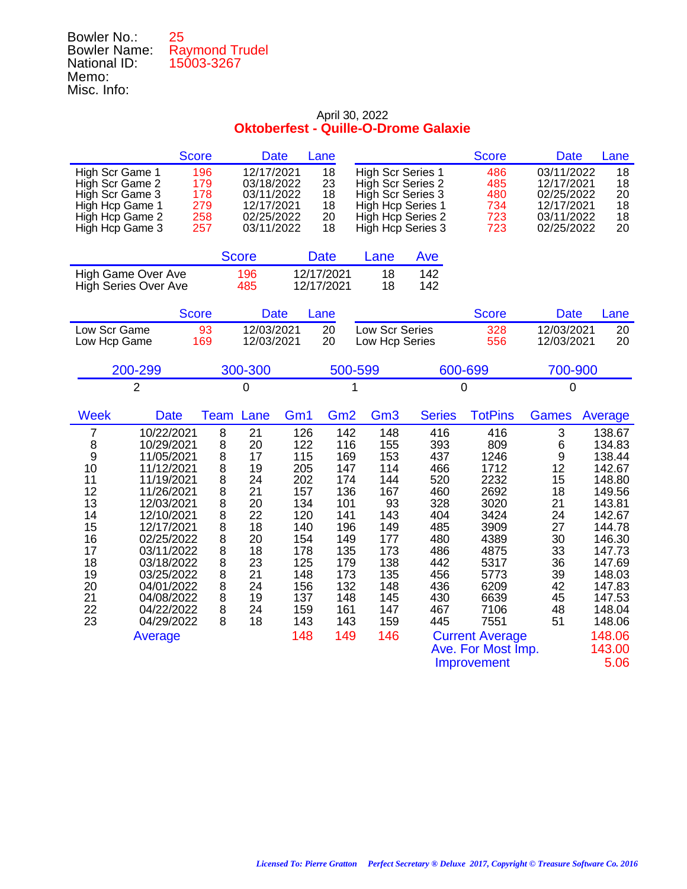Bowler No.: 25
Bowler Name: Raymond Trudel
National ID: 15003-3267
Memo:
Misc. Info:

April 30, 2022

## Oktoberfest - Quille-O-Drome Galaxie

| | Score | Date | Lane | | Score | Date | Lane |
|---|---|---|---|---|---|---|---|
| High Scr Game 1 | 196 | 12/17/2021 | 18 | High Scr Series 1 | 486 | 03/11/2022 | 18 |
| High Scr Game 2 | 179 | 03/18/2022 | 23 | High Scr Series 2 | 485 | 12/17/2021 | 18 |
| High Scr Game 3 | 178 | 03/11/2022 | 18 | High Scr Series 3 | 480 | 02/25/2022 | 20 |
| High Hcp Game 1 | 279 | 12/17/2021 | 18 | High Hcp Series 1 | 734 | 12/17/2021 | 18 |
| High Hcp Game 2 | 258 | 02/25/2022 | 20 | High Hcp Series 2 | 723 | 03/11/2022 | 18 |
| High Hcp Game 3 | 257 | 03/11/2022 | 18 | High Hcp Series 3 | 723 | 02/25/2022 | 20 |

| | Score | Date | Lane | Ave |
|---|---|---|---|---|
| High Game Over Ave | 196 | 12/17/2021 | 18 | 142 |
| High Series Over Ave | 485 | 12/17/2021 | 18 | 142 |

| | Score | Date | Lane | | Score | Date | Lane |
|---|---|---|---|---|---|---|---|
| Low Scr Game | 93 | 12/03/2021 | 20 | Low Scr Series | 328 | 12/03/2021 | 20 |
| Low Hcp Game | 169 | 12/03/2021 | 20 | Low Hcp Series | 556 | 12/03/2021 | 20 |

| 200-299 | 300-300 | 500-599 | 600-699 | 700-900 |
|---|---|---|---|---|
| 2 | 0 | 1 | 0 | 0 |

| Week | Date | Team | Lane | Gm1 | Gm2 | Gm3 | Series | TotPins | Games | Average |
|---|---|---|---|---|---|---|---|---|---|---|
| 7 | 10/22/2021 | 8 | 21 | 126 | 142 | 148 | 416 | 416 | 3 | 138.67 |
| 8 | 10/29/2021 | 8 | 20 | 122 | 116 | 155 | 393 | 809 | 6 | 134.83 |
| 9 | 11/05/2021 | 8 | 17 | 115 | 169 | 153 | 437 | 1246 | 9 | 138.44 |
| 10 | 11/12/2021 | 8 | 19 | 205 | 147 | 114 | 466 | 1712 | 12 | 142.67 |
| 11 | 11/19/2021 | 8 | 24 | 202 | 174 | 144 | 520 | 2232 | 15 | 148.80 |
| 12 | 11/26/2021 | 8 | 21 | 157 | 136 | 167 | 460 | 2692 | 18 | 149.56 |
| 13 | 12/03/2021 | 8 | 20 | 134 | 101 | 93 | 328 | 3020 | 21 | 143.81 |
| 14 | 12/10/2021 | 8 | 22 | 120 | 141 | 143 | 404 | 3424 | 24 | 142.67 |
| 15 | 12/17/2021 | 8 | 18 | 140 | 196 | 149 | 485 | 3909 | 27 | 144.78 |
| 16 | 02/25/2022 | 8 | 20 | 154 | 149 | 177 | 480 | 4389 | 30 | 146.30 |
| 17 | 03/11/2022 | 8 | 18 | 178 | 135 | 173 | 486 | 4875 | 33 | 147.73 |
| 18 | 03/18/2022 | 8 | 23 | 125 | 179 | 138 | 442 | 5317 | 36 | 147.69 |
| 19 | 03/25/2022 | 8 | 21 | 148 | 173 | 135 | 456 | 5773 | 39 | 148.03 |
| 20 | 04/01/2022 | 8 | 24 | 156 | 132 | 148 | 436 | 6209 | 42 | 147.83 |
| 21 | 04/08/2022 | 8 | 19 | 137 | 148 | 145 | 430 | 6639 | 45 | 147.53 |
| 22 | 04/22/2022 | 8 | 24 | 159 | 161 | 147 | 467 | 7106 | 48 | 148.04 |
| 23 | 04/29/2022 | 8 | 18 | 143 | 143 | 159 | 445 | 7551 | 51 | 148.06 |
| | Average | | | 148 | 149 | 146 | Current Average | | | 148.06 |
| | | | | | | | Ave. For Most Imp. | | | 143.00 |
| | | | | | | | Improvement | | | 5.06 |

*Licensed To: Pierre Gratton Perfect Secretary ® Deluxe 2017, Copyright © Treasure Software Co. 2016*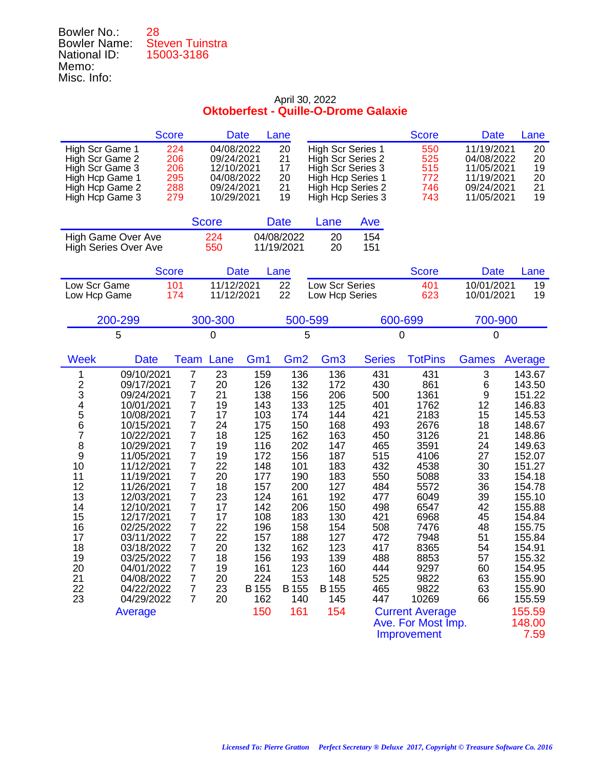Bowler No.: 28
Bowler Name: Steven Tuinstra
National ID: 15003-3186
Memo:
Misc. Info:

April 30, 2022

## Oktoberfest - Quille-O-Drome Galaxie

| | Score | Date | Lane | | Score | Date | Lane |
|---|---|---|---|---|---|---|---|
| High Scr Game 1 | 224 | 04/08/2022 | 20 | High Scr Series 1 | 550 | 11/19/2021 | 20 |
| High Scr Game 2 | 206 | 09/24/2021 | 21 | High Scr Series 2 | 525 | 04/08/2022 | 20 |
| High Scr Game 3 | 206 | 12/10/2021 | 17 | High Scr Series 3 | 515 | 11/05/2021 | 19 |
| High Hcp Game 1 | 295 | 04/08/2022 | 20 | High Hcp Series 1 | 772 | 11/19/2021 | 20 |
| High Hcp Game 2 | 288 | 09/24/2021 | 21 | High Hcp Series 2 | 746 | 09/24/2021 | 21 |
| High Hcp Game 3 | 279 | 10/29/2021 | 19 | High Hcp Series 3 | 743 | 11/05/2021 | 19 |

| | Score | Date | Lane | Ave |
|---|---|---|---|---|
| High Game Over Ave | 224 | 04/08/2022 | 20 | 154 |
| High Series Over Ave | 550 | 11/19/2021 | 20 | 151 |

| | Score | Date | Lane | | Score | Date | Lane |
|---|---|---|---|---|---|---|---|
| Low Scr Game | 101 | 11/12/2021 | 22 | Low Scr Series | 401 | 10/01/2021 | 19 |
| Low Hcp Game | 174 | 11/12/2021 | 22 | Low Hcp Series | 623 | 10/01/2021 | 19 |

| 200-299 | 300-300 | 500-599 | 600-699 | 700-900 |
|---|---|---|---|---|
| 5 | 0 | 5 | 0 | 0 |

| Week | Date | Team | Lane | Gm1 | Gm2 | Gm3 | Series | TotPins | Games | Average |
|---|---|---|---|---|---|---|---|---|---|---|
| 1 | 09/10/2021 | 7 | 23 | 159 | 136 | 136 | 431 | 431 | 3 | 143.67 |
| 2 | 09/17/2021 | 7 | 20 | 126 | 132 | 172 | 430 | 861 | 6 | 143.50 |
| 3 | 09/24/2021 | 7 | 21 | 138 | 156 | 206 | 500 | 1361 | 9 | 151.22 |
| 4 | 10/01/2021 | 7 | 19 | 143 | 133 | 125 | 401 | 1762 | 12 | 146.83 |
| 5 | 10/08/2021 | 7 | 17 | 103 | 174 | 144 | 421 | 2183 | 15 | 145.53 |
| 6 | 10/15/2021 | 7 | 24 | 175 | 150 | 168 | 493 | 2676 | 18 | 148.67 |
| 7 | 10/22/2021 | 7 | 18 | 125 | 162 | 163 | 450 | 3126 | 21 | 148.86 |
| 8 | 10/29/2021 | 7 | 19 | 116 | 202 | 147 | 465 | 3591 | 24 | 149.63 |
| 9 | 11/05/2021 | 7 | 19 | 172 | 156 | 187 | 515 | 4106 | 27 | 152.07 |
| 10 | 11/12/2021 | 7 | 22 | 148 | 101 | 183 | 432 | 4538 | 30 | 151.27 |
| 11 | 11/19/2021 | 7 | 20 | 177 | 190 | 183 | 550 | 5088 | 33 | 154.18 |
| 12 | 11/26/2021 | 7 | 18 | 157 | 200 | 127 | 484 | 5572 | 36 | 154.78 |
| 13 | 12/03/2021 | 7 | 23 | 124 | 161 | 192 | 477 | 6049 | 39 | 155.10 |
| 14 | 12/10/2021 | 7 | 17 | 142 | 206 | 150 | 498 | 6547 | 42 | 155.88 |
| 15 | 12/17/2021 | 7 | 17 | 108 | 183 | 130 | 421 | 6968 | 45 | 154.84 |
| 16 | 02/25/2022 | 7 | 22 | 196 | 158 | 154 | 508 | 7476 | 48 | 155.75 |
| 17 | 03/11/2022 | 7 | 22 | 157 | 188 | 127 | 472 | 7948 | 51 | 155.84 |
| 18 | 03/18/2022 | 7 | 20 | 132 | 162 | 123 | 417 | 8365 | 54 | 154.91 |
| 19 | 03/25/2022 | 7 | 18 | 156 | 193 | 139 | 488 | 8853 | 57 | 155.32 |
| 20 | 04/01/2022 | 7 | 19 | 161 | 123 | 160 | 444 | 9297 | 60 | 154.95 |
| 21 | 04/08/2022 | 7 | 20 | 224 | 153 | 148 | 525 | 9822 | 63 | 155.90 |
| 22 | 04/22/2022 | 7 | 23 | B 155 | B 155 | B 155 | 465 | 9822 | 63 | 155.90 |
| 23 | 04/29/2022 | 7 | 20 | 162 | 140 | 145 | 447 | 10269 | 66 | 155.59 |
| | Average | | | 150 | 161 | 154 | Current Average | | | 155.59 |
| | | | | | | | Ave. For Most Imp. | | | 148.00 |
| | | | | | | | Improvement | | | 7.59 |

*Licensed To: Pierre Gratton Perfect Secretary ® Deluxe 2017, Copyright © Treasure Software Co. 2016*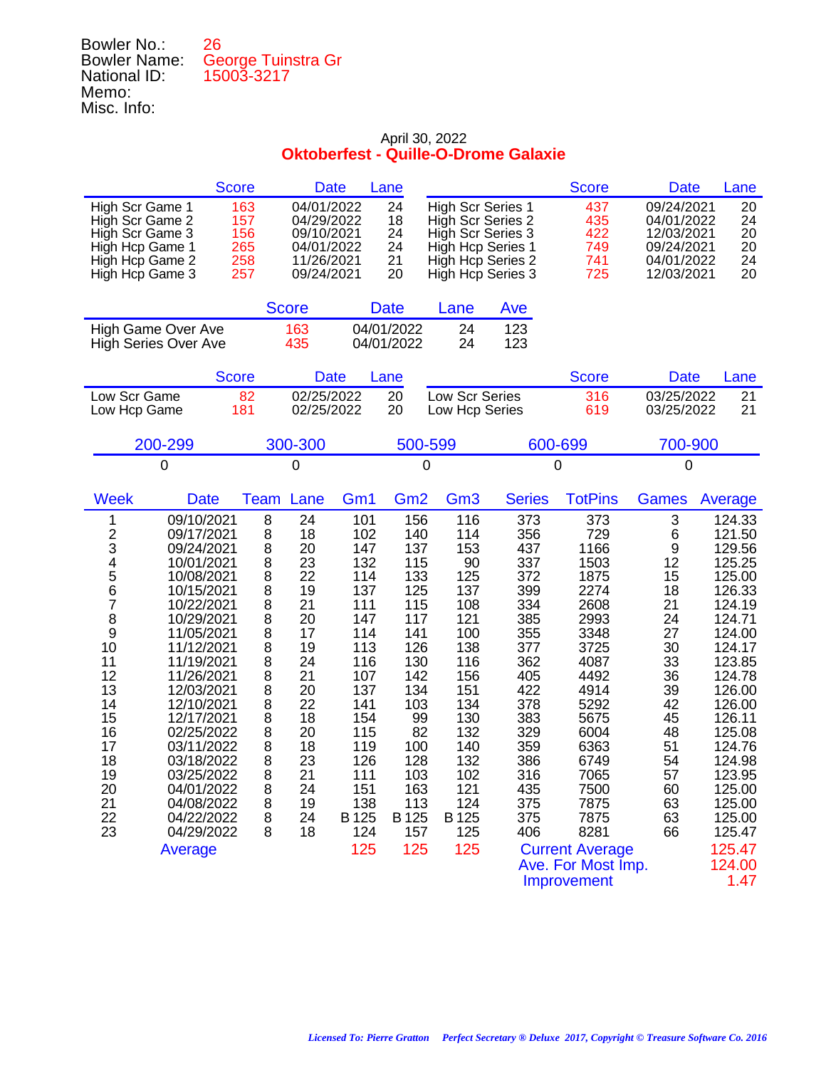Bowler No.: 26
Bowler Name: George Tuinstra Gr
National ID: 15003-3217
Memo:
Misc. Info:

April 30, 2022

## Oktoberfest - Quille-O-Drome Galaxie

| | Score | Date | Lane | | Score | Date | Lane |
|---|---|---|---|---|---|---|---|
| High Scr Game 1 | 163 | 04/01/2022 | 24 | High Scr Series 1 | 437 | 09/24/2021 | 20 |
| High Scr Game 2 | 157 | 04/29/2022 | 18 | High Scr Series 2 | 435 | 04/01/2022 | 24 |
| High Scr Game 3 | 156 | 09/10/2021 | 24 | High Scr Series 3 | 422 | 12/03/2021 | 20 |
| High Hcp Game 1 | 265 | 04/01/2022 | 24 | High Hcp Series 1 | 749 | 09/24/2021 | 20 |
| High Hcp Game 2 | 258 | 11/26/2021 | 21 | High Hcp Series 2 | 741 | 04/01/2022 | 24 |
| High Hcp Game 3 | 257 | 09/24/2021 | 20 | High Hcp Series 3 | 725 | 12/03/2021 | 20 |

| | Score | Date | Lane | Ave |
|---|---|---|---|---|
| High Game Over Ave | 163 | 04/01/2022 | 24 | 123 |
| High Series Over Ave | 435 | 04/01/2022 | 24 | 123 |

| | Score | Date | Lane | | Score | Date | Lane |
|---|---|---|---|---|---|---|---|
| Low Scr Game | 82 | 02/25/2022 | 20 | Low Scr Series | 316 | 03/25/2022 | 21 |
| Low Hcp Game | 181 | 02/25/2022 | 20 | Low Hcp Series | 619 | 03/25/2022 | 21 |

| 200-299 | 300-300 | 500-599 | 600-699 | 700-900 |
|---|---|---|---|---|
| 0 | 0 | 0 | 0 | 0 |

| Week | Date | Team | Lane | Gm1 | Gm2 | Gm3 | Series | TotPins | Games | Average |
|---|---|---|---|---|---|---|---|---|---|---|
| 1 | 09/10/2021 | 8 | 24 | 101 | 156 | 116 | 373 | 373 | 3 | 124.33 |
| 2 | 09/17/2021 | 8 | 18 | 102 | 140 | 114 | 356 | 729 | 6 | 121.50 |
| 3 | 09/24/2021 | 8 | 20 | 147 | 137 | 153 | 437 | 1166 | 9 | 129.56 |
| 4 | 10/01/2021 | 8 | 23 | 132 | 115 | 90 | 337 | 1503 | 12 | 125.25 |
| 5 | 10/08/2021 | 8 | 22 | 114 | 133 | 125 | 372 | 1875 | 15 | 125.00 |
| 6 | 10/15/2021 | 8 | 19 | 137 | 125 | 137 | 399 | 2274 | 18 | 126.33 |
| 7 | 10/22/2021 | 8 | 21 | 111 | 115 | 108 | 334 | 2608 | 21 | 124.19 |
| 8 | 10/29/2021 | 8 | 20 | 147 | 117 | 121 | 385 | 2993 | 24 | 124.71 |
| 9 | 11/05/2021 | 8 | 17 | 114 | 141 | 100 | 355 | 3348 | 27 | 124.00 |
| 10 | 11/12/2021 | 8 | 19 | 113 | 126 | 138 | 377 | 3725 | 30 | 124.17 |
| 11 | 11/19/2021 | 8 | 24 | 116 | 130 | 116 | 362 | 4087 | 33 | 123.85 |
| 12 | 11/26/2021 | 8 | 21 | 107 | 142 | 156 | 405 | 4492 | 36 | 124.78 |
| 13 | 12/03/2021 | 8 | 20 | 137 | 134 | 151 | 422 | 4914 | 39 | 126.00 |
| 14 | 12/10/2021 | 8 | 22 | 141 | 103 | 134 | 378 | 5292 | 42 | 126.00 |
| 15 | 12/17/2021 | 8 | 18 | 154 | 99 | 130 | 383 | 5675 | 45 | 126.11 |
| 16 | 02/25/2022 | 8 | 20 | 115 | 82 | 132 | 329 | 6004 | 48 | 125.08 |
| 17 | 03/11/2022 | 8 | 18 | 119 | 100 | 140 | 359 | 6363 | 51 | 124.76 |
| 18 | 03/18/2022 | 8 | 23 | 126 | 128 | 132 | 386 | 6749 | 54 | 124.98 |
| 19 | 03/25/2022 | 8 | 21 | 111 | 103 | 102 | 316 | 7065 | 57 | 123.95 |
| 20 | 04/01/2022 | 8 | 24 | 151 | 163 | 121 | 435 | 7500 | 60 | 125.00 |
| 21 | 04/08/2022 | 8 | 19 | 138 | 113 | 124 | 375 | 7875 | 63 | 125.00 |
| 22 | 04/22/2022 | 8 | 24 | B 125 | B 125 | B 125 | 375 | 7875 | 63 | 125.00 |
| 23 | 04/29/2022 | 8 | 18 | 124 | 157 | 125 | 406 | 8281 | 66 | 125.47 |
| | Average | | | 125 | 125 | 125 | Current Average | | | 125.47 |
| | | | | | | | Ave. For Most Imp. | | | 124.00 |
| | | | | | | | Improvement | | | 1.47 |

*Licensed To: Pierre Gratton    Perfect Secretary ® Deluxe 2017, Copyright © Treasure Software Co. 2016*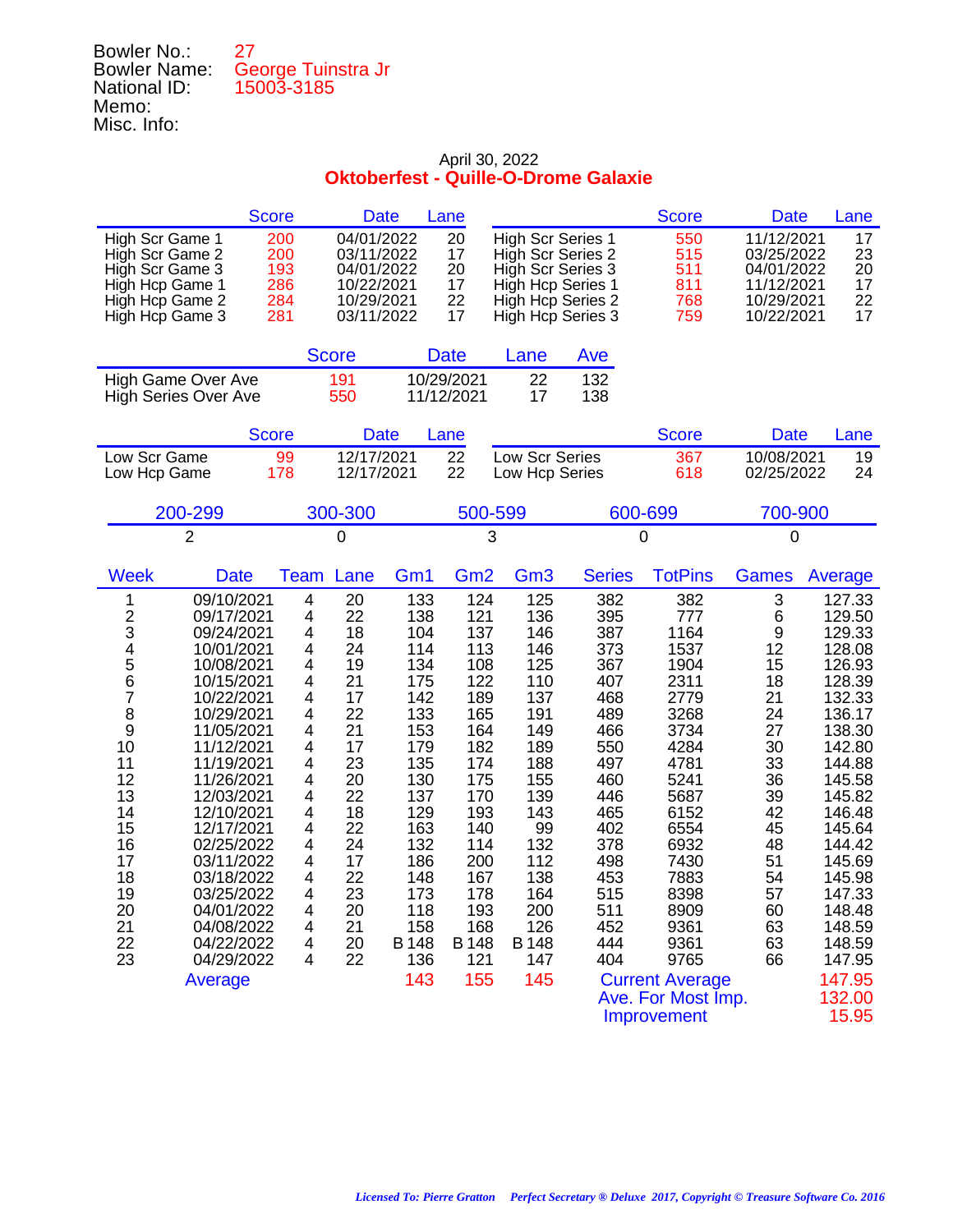Bowler No.: 27
Bowler Name: George Tuinstra Jr
National ID: 15003-3185
Memo:
Misc. Info:

April 30, 2022

**Oktoberfest - Quille-O-Drome Galaxie**

| | Score | Date | Lane | | Score | Date | Lane |
|---|---|---|---|---|---|---|---|
| High Scr Game 1 | 200 | 04/01/2022 | 20 | High Scr Series 1 | 550 | 11/12/2021 | 17 |
| High Scr Game 2 | 200 | 03/11/2022 | 17 | High Scr Series 2 | 515 | 03/25/2022 | 23 |
| High Scr Game 3 | 193 | 04/01/2022 | 20 | High Scr Series 3 | 511 | 04/01/2022 | 20 |
| High Hcp Game 1 | 286 | 10/22/2021 | 17 | High Hcp Series 1 | 811 | 11/12/2021 | 17 |
| High Hcp Game 2 | 284 | 10/29/2021 | 22 | High Hcp Series 2 | 768 | 10/29/2021 | 22 |
| High Hcp Game 3 | 281 | 03/11/2022 | 17 | High Hcp Series 3 | 759 | 10/22/2021 | 17 |

| | Score | Date | Lane | Ave |
|---|---|---|---|---|
| High Game Over Ave | 191 | 10/29/2021 | 22 | 132 |
| High Series Over Ave | 550 | 11/12/2021 | 17 | 138 |

| | Score | Date | Lane | | Score | Date | Lane |
|---|---|---|---|---|---|---|---|
| Low Scr Game | 99 | 12/17/2021 | 22 | Low Scr Series | 367 | 10/08/2021 | 19 |
| Low Hcp Game | 178 | 12/17/2021 | 22 | Low Hcp Series | 618 | 02/25/2022 | 24 |

| 200-299 | 300-300 | 500-599 | 600-699 | 700-900 |
|---|---|---|---|---|
| 2 | 0 | 3 | 0 | 0 |

| Week | Date | Team | Lane | Gm1 | Gm2 | Gm3 | Series | TotPins | Games | Average |
|---|---|---|---|---|---|---|---|---|---|---|
| 1 | 09/10/2021 | 4 | 20 | 133 | 124 | 125 | 382 | 382 | 3 | 127.33 |
| 2 | 09/17/2021 | 4 | 22 | 138 | 121 | 136 | 395 | 777 | 6 | 129.50 |
| 3 | 09/24/2021 | 4 | 18 | 104 | 137 | 146 | 387 | 1164 | 9 | 129.33 |
| 4 | 10/01/2021 | 4 | 24 | 114 | 113 | 146 | 373 | 1537 | 12 | 128.08 |
| 5 | 10/08/2021 | 4 | 19 | 134 | 108 | 125 | 367 | 1904 | 15 | 126.93 |
| 6 | 10/15/2021 | 4 | 21 | 175 | 122 | 110 | 407 | 2311 | 18 | 128.39 |
| 7 | 10/22/2021 | 4 | 17 | 142 | 189 | 137 | 468 | 2779 | 21 | 132.33 |
| 8 | 10/29/2021 | 4 | 22 | 133 | 165 | 191 | 489 | 3268 | 24 | 136.17 |
| 9 | 11/05/2021 | 4 | 21 | 153 | 164 | 149 | 466 | 3734 | 27 | 138.30 |
| 10 | 11/12/2021 | 4 | 17 | 179 | 182 | 189 | 550 | 4284 | 30 | 142.80 |
| 11 | 11/19/2021 | 4 | 23 | 135 | 174 | 188 | 497 | 4781 | 33 | 144.88 |
| 12 | 11/26/2021 | 4 | 20 | 130 | 175 | 155 | 460 | 5241 | 36 | 145.58 |
| 13 | 12/03/2021 | 4 | 22 | 137 | 170 | 139 | 446 | 5687 | 39 | 145.82 |
| 14 | 12/10/2021 | 4 | 18 | 129 | 193 | 143 | 465 | 6152 | 42 | 146.48 |
| 15 | 12/17/2021 | 4 | 22 | 163 | 140 | 99 | 402 | 6554 | 45 | 145.64 |
| 16 | 02/25/2022 | 4 | 24 | 132 | 114 | 132 | 378 | 6932 | 48 | 144.42 |
| 17 | 03/11/2022 | 4 | 17 | 186 | 200 | 112 | 498 | 7430 | 51 | 145.69 |
| 18 | 03/18/2022 | 4 | 22 | 148 | 167 | 138 | 453 | 7883 | 54 | 145.98 |
| 19 | 03/25/2022 | 4 | 23 | 173 | 178 | 164 | 515 | 8398 | 57 | 147.33 |
| 20 | 04/01/2022 | 4 | 20 | 118 | 193 | 200 | 511 | 8909 | 60 | 148.48 |
| 21 | 04/08/2022 | 4 | 21 | 158 | 168 | 126 | 452 | 9361 | 63 | 148.59 |
| 22 | 04/22/2022 | 4 | 20 | B 148 | B 148 | B 148 | 444 | 9361 | 63 | 148.59 |
| 23 | 04/29/2022 | 4 | 22 | 136 | 121 | 147 | 404 | 9765 | 66 | 147.95 |
| | Average | | | 143 | 155 | 145 | Current Average | | | 147.95 |
| | | | | | | | Ave. For Most Imp. | | | 132.00 |
| | | | | | | | Improvement | | | 15.95 |

*Licensed To: Pierre Gratton Perfect Secretary ® Deluxe 2017, Copyright © Treasure Software Co. 2016*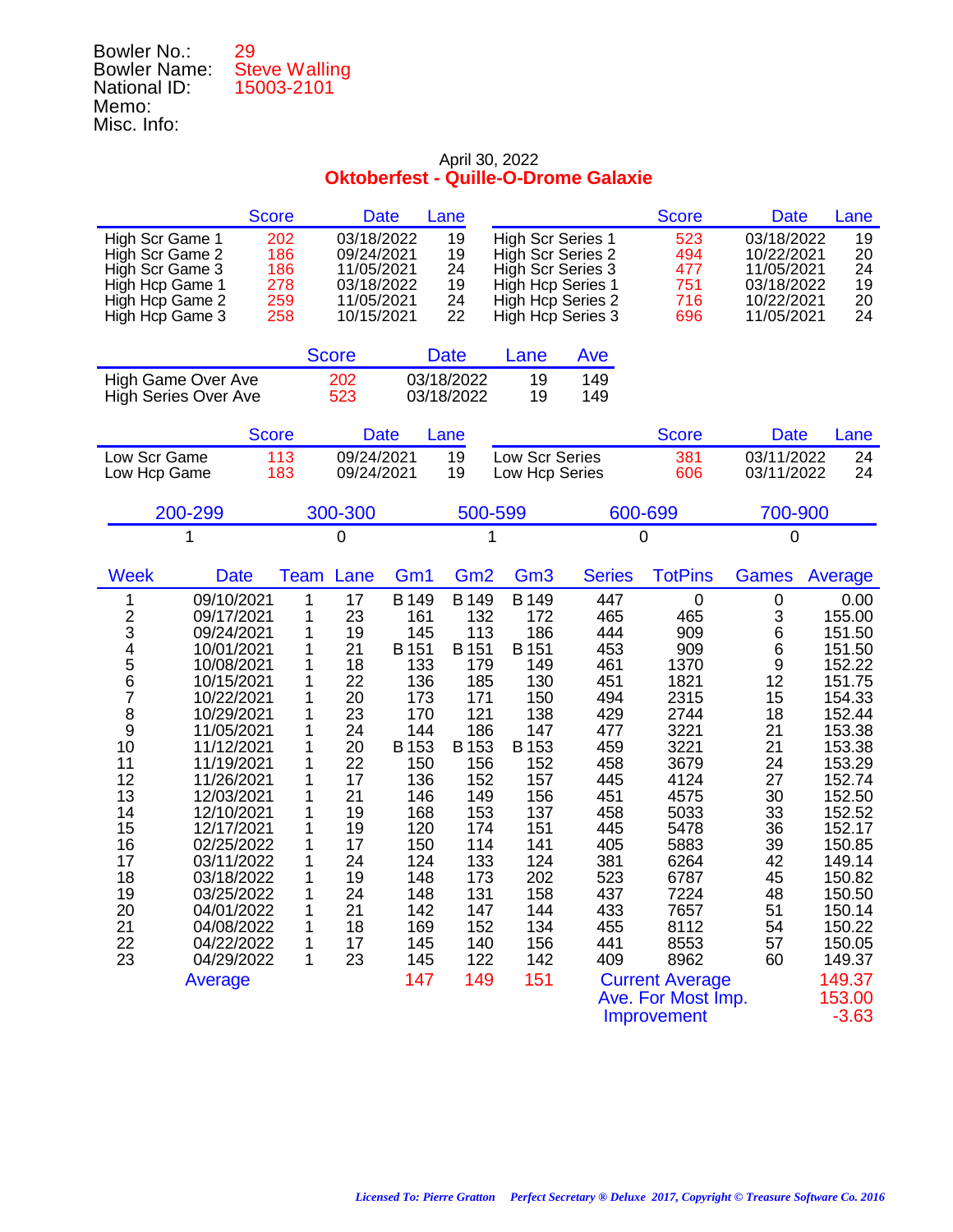Bowler No.: 29
Bowler Name: Steve Walling
National ID: 15003-2101
Memo:
Misc. Info:

April 30, 2022

## Oktoberfest - Quille-O-Drome Galaxie

| | Score | Date | Lane | | Score | Date | Lane |
|---|---|---|---|---|---|---|---|
| High Scr Game 1 | 202 | 03/18/2022 | 19 | High Scr Series 1 | 523 | 03/18/2022 | 19 |
| High Scr Game 2 | 186 | 09/24/2021 | 19 | High Scr Series 2 | 494 | 10/22/2021 | 20 |
| High Scr Game 3 | 186 | 11/05/2021 | 24 | High Scr Series 3 | 477 | 11/05/2021 | 24 |
| High Hcp Game 1 | 278 | 03/18/2022 | 19 | High Hcp Series 1 | 751 | 03/18/2022 | 19 |
| High Hcp Game 2 | 259 | 11/05/2021 | 24 | High Hcp Series 2 | 716 | 10/22/2021 | 20 |
| High Hcp Game 3 | 258 | 10/15/2021 | 22 | High Hcp Series 3 | 696 | 11/05/2021 | 24 |

| | Score | Date | Lane | Ave |
|---|---|---|---|---|
| High Game Over Ave | 202 | 03/18/2022 | 19 | 149 |
| High Series Over Ave | 523 | 03/18/2022 | 19 | 149 |

| | Score | Date | Lane | | Score | Date | Lane |
|---|---|---|---|---|---|---|---|
| Low Scr Game | 113 | 09/24/2021 | 19 | Low Scr Series | 381 | 03/11/2022 | 24 |
| Low Hcp Game | 183 | 09/24/2021 | 19 | Low Hcp Series | 606 | 03/11/2022 | 24 |

| 200-299 | 300-300 | 500-599 | 600-699 | 700-900 |
|---|---|---|---|---|
| 1 | 0 | 1 | 0 | 0 |

| Week | Date | Team | Lane | Gm1 | Gm2 | Gm3 | Series | TotPins | Games | Average |
|---|---|---|---|---|---|---|---|---|---|---|
| 1 | 09/10/2021 | 1 | 17 | B 149 | B 149 | B 149 | 447 | 0 | 0 | 0.00 |
| 2 | 09/17/2021 | 1 | 23 | 161 | 132 | 172 | 465 | 465 | 3 | 155.00 |
| 3 | 09/24/2021 | 1 | 19 | 145 | 113 | 186 | 444 | 909 | 6 | 151.50 |
| 4 | 10/01/2021 | 1 | 21 | B 151 | B 151 | B 151 | 453 | 909 | 6 | 151.50 |
| 5 | 10/08/2021 | 1 | 18 | 133 | 179 | 149 | 461 | 1370 | 9 | 152.22 |
| 6 | 10/15/2021 | 1 | 22 | 136 | 185 | 130 | 451 | 1821 | 12 | 151.75 |
| 7 | 10/22/2021 | 1 | 20 | 173 | 171 | 150 | 494 | 2315 | 15 | 154.33 |
| 8 | 10/29/2021 | 1 | 23 | 170 | 121 | 138 | 429 | 2744 | 18 | 152.44 |
| 9 | 11/05/2021 | 1 | 24 | 144 | 186 | 147 | 477 | 3221 | 21 | 153.38 |
| 10 | 11/12/2021 | 1 | 20 | B 153 | B 153 | B 153 | 459 | 3221 | 21 | 153.38 |
| 11 | 11/19/2021 | 1 | 22 | 150 | 156 | 152 | 458 | 3679 | 24 | 153.29 |
| 12 | 11/26/2021 | 1 | 17 | 136 | 152 | 157 | 445 | 4124 | 27 | 152.74 |
| 13 | 12/03/2021 | 1 | 21 | 146 | 149 | 156 | 451 | 4575 | 30 | 152.50 |
| 14 | 12/10/2021 | 1 | 19 | 168 | 153 | 137 | 458 | 5033 | 33 | 152.52 |
| 15 | 12/17/2021 | 1 | 19 | 120 | 174 | 151 | 445 | 5478 | 36 | 152.17 |
| 16 | 02/25/2022 | 1 | 17 | 150 | 114 | 141 | 405 | 5883 | 39 | 150.85 |
| 17 | 03/11/2022 | 1 | 24 | 124 | 133 | 124 | 381 | 6264 | 42 | 149.14 |
| 18 | 03/18/2022 | 1 | 19 | 148 | 173 | 202 | 523 | 6787 | 45 | 150.82 |
| 19 | 03/25/2022 | 1 | 24 | 148 | 131 | 158 | 437 | 7224 | 48 | 150.50 |
| 20 | 04/01/2022 | 1 | 21 | 142 | 147 | 144 | 433 | 7657 | 51 | 150.14 |
| 21 | 04/08/2022 | 1 | 18 | 169 | 152 | 134 | 455 | 8112 | 54 | 150.22 |
| 22 | 04/22/2022 | 1 | 17 | 145 | 140 | 156 | 441 | 8553 | 57 | 150.05 |
| 23 | 04/29/2022 | 1 | 23 | 145 | 122 | 142 | 409 | 8962 | 60 | 149.37 |
| | Average | | | 147 | 149 | 151 | | | | |

Current Average: 149.37
Ave. For Most Imp.: 153.00
Improvement: -3.63

*Licensed To: Pierre Gratton   Perfect Secretary ® Deluxe 2017, Copyright © Treasure Software Co. 2016*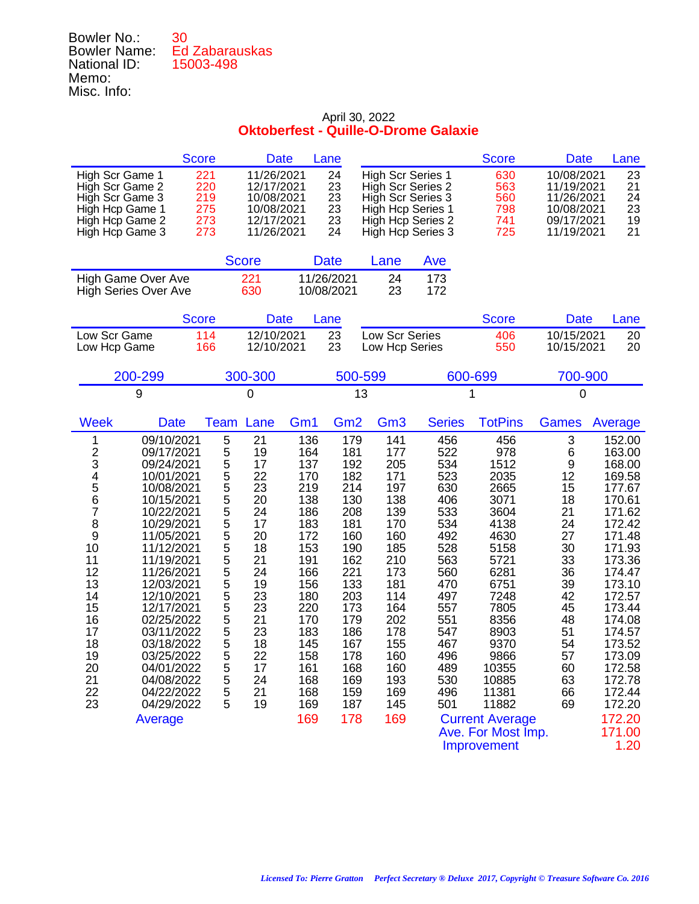Bowler No.: 30
Bowler Name: Ed Zabarauskas
National ID: 15003-498
Memo:
Misc. Info:

April 30, 2022

## Oktoberfest - Quille-O-Drome Galaxie

| | Score | Date | Lane | | Score | Date | Lane |
|---|---|---|---|---|---|---|---|
| High Scr Game 1 | 221 | 11/26/2021 | 24 | High Scr Series 1 | 630 | 10/08/2021 | 23 |
| High Scr Game 2 | 220 | 12/17/2021 | 23 | High Scr Series 2 | 563 | 11/19/2021 | 21 |
| High Scr Game 3 | 219 | 10/08/2021 | 23 | High Scr Series 3 | 560 | 11/26/2021 | 24 |
| High Hcp Game 1 | 275 | 10/08/2021 | 23 | High Hcp Series 1 | 798 | 10/08/2021 | 23 |
| High Hcp Game 2 | 273 | 12/17/2021 | 23 | High Hcp Series 2 | 741 | 09/17/2021 | 19 |
| High Hcp Game 3 | 273 | 11/26/2021 | 24 | High Hcp Series 3 | 725 | 11/19/2021 | 21 |

| | Score | Date | Lane | Ave |
|---|---|---|---|---|
| High Game Over Ave | 221 | 11/26/2021 | 24 | 173 |
| High Series Over Ave | 630 | 10/08/2021 | 23 | 172 |

| | Score | Date | Lane | | Score | Date | Lane |
|---|---|---|---|---|---|---|---|
| Low Scr Game | 114 | 12/10/2021 | 23 | Low Scr Series | 406 | 10/15/2021 | 20 |
| Low Hcp Game | 166 | 12/10/2021 | 23 | Low Hcp Series | 550 | 10/15/2021 | 20 |

| 200-299 | 300-300 | 500-599 | 600-699 | 700-900 |
|---|---|---|---|---|
| 9 | 0 | 13 | 1 | 0 |

| Week | Date | Team | Lane | Gm1 | Gm2 | Gm3 | Series | TotPins | Games | Average |
|---|---|---|---|---|---|---|---|---|---|---|
| 1 | 09/10/2021 | 5 | 21 | 136 | 179 | 141 | 456 | 456 | 3 | 152.00 |
| 2 | 09/17/2021 | 5 | 19 | 164 | 181 | 177 | 522 | 978 | 6 | 163.00 |
| 3 | 09/24/2021 | 5 | 17 | 137 | 192 | 205 | 534 | 1512 | 9 | 168.00 |
| 4 | 10/01/2021 | 5 | 22 | 170 | 182 | 171 | 523 | 2035 | 12 | 169.58 |
| 5 | 10/08/2021 | 5 | 23 | 219 | 214 | 197 | 630 | 2665 | 15 | 177.67 |
| 6 | 10/15/2021 | 5 | 20 | 138 | 130 | 138 | 406 | 3071 | 18 | 170.61 |
| 7 | 10/22/2021 | 5 | 24 | 186 | 208 | 139 | 533 | 3604 | 21 | 171.62 |
| 8 | 10/29/2021 | 5 | 17 | 183 | 181 | 170 | 534 | 4138 | 24 | 172.42 |
| 9 | 11/05/2021 | 5 | 20 | 172 | 160 | 160 | 492 | 4630 | 27 | 171.48 |
| 10 | 11/12/2021 | 5 | 18 | 153 | 190 | 185 | 528 | 5158 | 30 | 171.93 |
| 11 | 11/19/2021 | 5 | 21 | 191 | 162 | 210 | 563 | 5721 | 33 | 173.36 |
| 12 | 11/26/2021 | 5 | 24 | 166 | 221 | 173 | 560 | 6281 | 36 | 174.47 |
| 13 | 12/03/2021 | 5 | 19 | 156 | 133 | 181 | 470 | 6751 | 39 | 173.10 |
| 14 | 12/10/2021 | 5 | 23 | 180 | 203 | 114 | 497 | 7248 | 42 | 172.57 |
| 15 | 12/17/2021 | 5 | 23 | 220 | 173 | 164 | 557 | 7805 | 45 | 173.44 |
| 16 | 02/25/2022 | 5 | 21 | 170 | 179 | 202 | 551 | 8356 | 48 | 174.08 |
| 17 | 03/11/2022 | 5 | 23 | 183 | 186 | 178 | 547 | 8903 | 51 | 174.57 |
| 18 | 03/18/2022 | 5 | 18 | 145 | 167 | 155 | 467 | 9370 | 54 | 173.52 |
| 19 | 03/25/2022 | 5 | 22 | 158 | 178 | 160 | 496 | 9866 | 57 | 173.09 |
| 20 | 04/01/2022 | 5 | 17 | 161 | 168 | 160 | 489 | 10355 | 60 | 172.58 |
| 21 | 04/08/2022 | 5 | 24 | 168 | 169 | 193 | 530 | 10885 | 63 | 172.78 |
| 22 | 04/22/2022 | 5 | 21 | 168 | 159 | 169 | 496 | 11381 | 66 | 172.44 |
| 23 | 04/29/2022 | 5 | 19 | 169 | 187 | 145 | 501 | 11882 | 69 | 172.20 |
| | Average | | | 169 | 178 | 169 | Current Average | | | 172.20 |
| | | | | | | | Ave. For Most Imp. | | | 171.00 |
| | | | | | | | Improvement | | | 1.20 |

*Licensed To: Pierre Gratton Perfect Secretary ® Deluxe 2017, Copyright © Treasure Software Co. 2016*